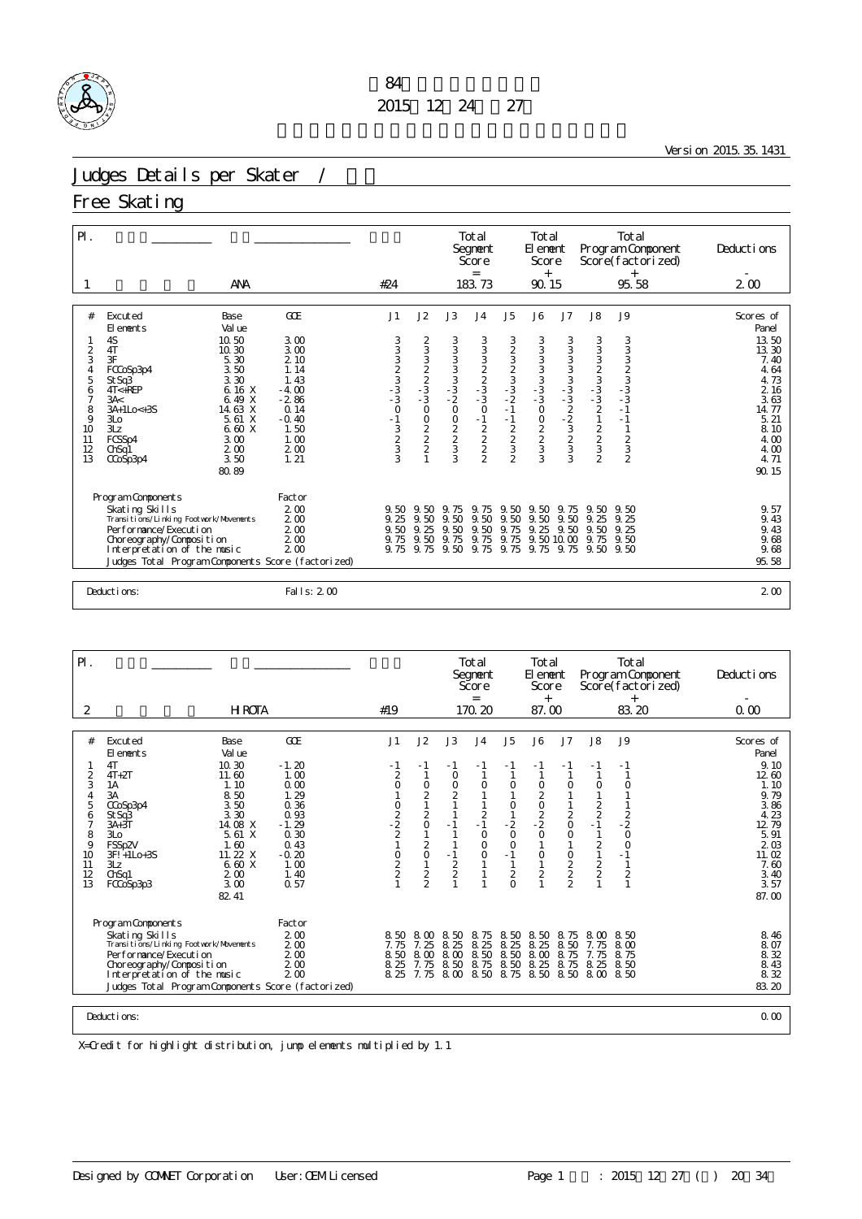84
2015 12 24 27

Version 2015.35.1431

# Judges Details per Skater /

## Free Skating

| Pl. | | | | Total Segment Score = | Total Element Score + | Total Program Component Score(factorized) + | Deductions - |
|---|---|---|---|---|---|---|---|
| 1 | | ANA | #24 | 183.73 | 90.15 | 95.58 | 2.00 |

| # | Excuted Elements | Base Value | | GOE | J1 | J2 | J3 | J4 | J5 | J6 | J7 | J8 | J9 | Scores of Panel |
|---|---|---|---|---|---|---|---|---|---|---|---|---|---|---|
| 1 | 4S | 10.50 | | 3.00 | 3 | 2 | 3 | 3 | 3 | 3 | 3 | 3 | 3 | 13.50 |
| 2 | 4T | 10.30 | | 3.00 | 3 | 3 | 3 | 3 | 2 | 3 | 3 | 3 | 3 | 13.30 |
| 3 | 3F | 5.30 | | 2.10 | 3 | 3 | 3 | 3 | 3 | 3 | 3 | 3 | 3 | 7.40 |
| 4 | FCCoSp3p4 | 3.50 | | 1.14 | 2 | 2 | 3 | 2 | 2 | 3 | 3 | 2 | 2 | 4.64 |
| 5 | StSq3 | 3.30 | | 1.43 | 3 | 2 | 3 | 2 | 3 | 3 | 3 | 3 | 3 | 4.73 |
| 6 | 4T<+REP | 6.16 | X | -4.00 | -3 | -3 | -3 | -3 | -3 | -3 | -3 | -3 | -3 | 2.16 |
| 7 | 3A< | 6.49 | X | -2.86 | -3 | -3 | -2 | -3 | -2 | -3 | -3 | -3 | -3 | 3.63 |
| 8 | 3A+1Lo<+3S | 14.63 | X | 0.14 | 0 | 0 | 0 | 0 | -1 | 0 | 2 | 2 | -1 | 14.77 |
| 9 | 3Lo | 5.61 | X | -0.40 | -1 | 0 | 0 | -1 | -1 | 0 | -2 | 1 | -1 | 5.21 |
| 10 | 3Lz | 6.60 | X | 1.50 | 3 | 2 | 2 | 2 | 2 | 2 | 3 | 2 | 1 | 8.10 |
| 11 | FCSSp4 | 3.00 | | 1.00 | 2 | 2 | 2 | 2 | 2 | 2 | 2 | 2 | 2 | 4.00 |
| 12 | ChSq1 | 2.00 | | 2.00 | 3 | 2 | 3 | 2 | 3 | 3 | 3 | 3 | 3 | 4.00 |
| 13 | CCoSp3p4 | 3.50 | | 1.21 | 3 | 1 | 3 | 2 | 2 | 3 | 3 | 2 | 2 | 4.71 |
| | | 80.89 | | | | | | | | | | | | 90.15 |

| Program Components | Factor | J1 | J2 | J3 | J4 | J5 | J6 | J7 | J8 | J9 | |
|---|---|---|---|---|---|---|---|---|---|---|---|
| Skating Skills | 2.00 | 9.50 | 9.50 | 9.75 | 9.75 | 9.50 | 9.50 | 9.75 | 9.50 | 9.50 | 9.57 |
| Transitions/Linking Footwork/Movements | 2.00 | 9.25 | 9.50 | 9.50 | 9.50 | 9.50 | 9.50 | 9.50 | 9.25 | 9.25 | 9.43 |
| Performance/Execution | 2.00 | 9.50 | 9.25 | 9.50 | 9.50 | 9.75 | 9.25 | 9.50 | 9.50 | 9.25 | 9.43 |
| Choreography/Composition | 2.00 | 9.75 | 9.50 | 9.75 | 9.75 | 9.75 | 9.50 | 10.00 | 9.75 | 9.50 | 9.68 |
| Interpretation of the music | 2.00 | 9.75 | 9.75 | 9.50 | 9.75 | 9.75 | 9.75 | 9.75 | 9.50 | 9.50 | 9.68 |
| Judges Total Program Components Score (factorized) | | | | | | | | | | | 95.58 |

Deductions: Falls: 2.00 — 2.00

| Pl. | | | | Total Segment Score = | Total Element Score + | Total Program Component Score(factorized) + | Deductions - |
|---|---|---|---|---|---|---|---|
| 2 | | HIROTA | #19 | 170.20 | 87.00 | 83.20 | 0.00 |

| # | Excuted Elements | Base Value | | GOE | J1 | J2 | J3 | J4 | J5 | J6 | J7 | J8 | J9 | Scores of Panel |
|---|---|---|---|---|---|---|---|---|---|---|---|---|---|---|
| 1 | 4T | 10.30 | | -1.20 | -1 | -1 | -1 | -1 | -1 | -1 | -1 | -1 | -1 | 9.10 |
| 2 | 4T+2T | 11.60 | | 1.00 | 2 | 1 | 0 | 1 | 1 | 1 | 1 | 1 | 1 | 12.60 |
| 3 | 1A | 1.10 | | 0.00 | 0 | 0 | 0 | 0 | 0 | 0 | 0 | 0 | 0 | 1.10 |
| 4 | 3A | 8.50 | | 1.29 | 1 | 2 | 2 | 1 | 1 | 2 | 1 | 1 | 1 | 9.79 |
| 5 | CCoSp3p4 | 3.50 | | 0.36 | 0 | 1 | 1 | 1 | 0 | 0 | 1 | 2 | 1 | 3.86 |
| 6 | StSq3 | 3.30 | | 0.93 | 2 | 2 | 1 | 2 | 1 | 2 | 2 | 2 | 2 | 4.23 |
| 7 | 3A+3T | 14.08 | X | -1.29 | -2 | 0 | -1 | -1 | -2 | -2 | 0 | -1 | -2 | 12.79 |
| 8 | 3Lo | 5.61 | X | 0.30 | 2 | 1 | 1 | 0 | 0 | 0 | 0 | 1 | 0 | 5.91 |
| 9 | FSSp2V | 1.60 | | 0.43 | 1 | 2 | 1 | 0 | 0 | 1 | 1 | 2 | 0 | 2.03 |
| 10 | 3F!+1Lo+3S | 11.22 | X | -0.20 | 0 | 0 | -1 | 0 | -1 | 0 | 0 | 1 | -1 | 11.02 |
| 11 | 3Lz | 6.60 | X | 1.00 | 2 | 1 | 2 | 1 | 1 | 1 | 2 | 2 | 1 | 7.60 |
| 12 | ChSq1 | 2.00 | | 1.40 | 2 | 2 | 2 | 1 | 2 | 2 | 2 | 2 | 2 | 3.40 |
| 13 | FCCoSp3p3 | 3.00 | | 0.57 | 1 | 2 | 1 | 1 | 0 | 1 | 2 | 1 | 1 | 3.57 |
| | | 82.41 | | | | | | | | | | | | 87.00 |

| Program Components | Factor | J1 | J2 | J3 | J4 | J5 | J6 | J7 | J8 | J9 | |
|---|---|---|---|---|---|---|---|---|---|---|---|
| Skating Skills | 2.00 | 8.50 | 8.00 | 8.50 | 8.75 | 8.50 | 8.50 | 8.75 | 8.00 | 8.50 | 8.46 |
| Transitions/Linking Footwork/Movements | 2.00 | 7.75 | 7.25 | 8.25 | 8.25 | 8.25 | 8.25 | 8.50 | 7.75 | 8.00 | 8.07 |
| Performance/Execution | 2.00 | 8.50 | 8.00 | 8.00 | 8.50 | 8.50 | 8.00 | 8.75 | 7.75 | 8.75 | 8.32 |
| Choreography/Composition | 2.00 | 8.25 | 7.75 | 8.50 | 8.75 | 8.50 | 8.25 | 8.75 | 8.25 | 8.50 | 8.43 |
| Interpretation of the music | 2.00 | 8.25 | 7.75 | 8.00 | 8.50 | 8.75 | 8.50 | 8.50 | 8.00 | 8.50 | 8.32 |
| Judges Total Program Components Score (factorized) | | | | | | | | | | | 83.20 |

Deductions: 0.00

X=Credit for highlight distribution, jump elements multiplied by 1.1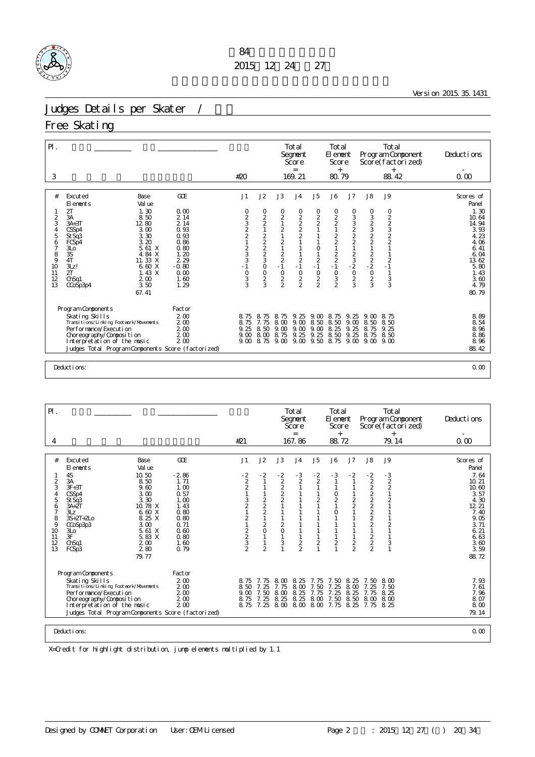第84回全日本フィギュアスケート選手権大会

2015年12月24日～27日

Version 2015.35.1431

# Judges Details per Skater / 採点詳細

## Free Skating

| Pl. | Name | Nation | Starting Number | Total Segment Score = | Total Element Score + | Total Program Component Score (factorized) + | Deductions - |
|---|---|---|---|---|---|---|---|
| 3 | | | #20 | 169.21 | 80.79 | 88.42 | 0.00 |

| # | Excuted Elements | Base Value | GOE | J1 | J2 | J3 | J4 | J5 | J6 | J7 | J8 | J9 | Scores of Panel |
|---|---|---|---|---|---|---|---|---|---|---|---|---|---|
| 1 | 2T | 1.30 | 0.00 | 0 | 0 | 0 | 0 | 0 | 0 | 0 | 0 | 0 | 1.30 |
| 2 | 3A | 8.50 | 2.14 | 2 | 2 | 2 | 2 | 2 | 2 | 3 | 3 | 2 | 10.64 |
| 3 | 3A+3T | 12.80 | 2.14 | 3 | 2 | 1 | 2 | 2 | 2 | 3 | 2 | 2 | 14.94 |
| 4 | CSSp4 | 3.00 | 0.93 | 2 | 1 | 2 | 2 | 1 | 1 | 2 | 3 | 3 | 3.93 |
| 5 | StSq3 | 3.30 | 0.93 | 2 | 2 | 1 | 2 | 1 | 2 | 2 | 2 | 2 | 4.23 |
| 6 | FCSp4 | 3.20 | 0.86 | 1 | 2 | 2 | 1 | 1 | 2 | 2 | 2 | 2 | 4.06 |
| 7 | 3Lo | 5.61 X | 0.80 | 2 | 2 | 1 | 1 | 0 | 1 | 1 | 1 | 1 | 6.41 |
| 8 | 3S | 4.84 X | 1.20 | 3 | 2 | 2 | 1 | 1 | 2 | 2 | 2 | 1 | 6.04 |
| 9 | 4T | 11.33 X | 2.29 | 3 | 3 | 2 | 2 | 2 | 2 | 3 | 2 | 2 | 13.62 |
| 10 | 3Lz! | 6.60 X | -0.80 | -1 | 0 | -1 | -1 | -1 | -1 | -2 | -2 | -1 | 5.80 |
| 11 | 2T | 1.43 X | 0.00 | 0 | 0 | 0 | 0 | 0 | 0 | 0 | 0 | 1 | 1.43 |
| 12 | ChSq1 | 2.00 | 1.60 | 3 | 2 | 2 | 2 | 2 | 3 | 2 | 2 | 3 | 3.60 |
| 13 | CCoSp3p4 | 3.50 | 1.29 | 3 | 3 | 2 | 2 | 2 | 2 | 3 | 3 | 3 | 4.79 |
| | | 67.41 | | | | | | | | | | | 80.79 |

| Program Components | Factor | J1 | J2 | J3 | J4 | J5 | J6 | J7 | J8 | J9 | Scores of Panel |
|---|---|---|---|---|---|---|---|---|---|---|---|
| Skating Skills | 2.00 | 8.75 | 8.75 | 8.75 | 9.25 | 9.00 | 8.75 | 9.25 | 9.00 | 8.75 | 8.89 |
| Transitions/Linking Footwork/Movements | 2.00 | 8.75 | 7.75 | 8.00 | 9.00 | 8.50 | 8.50 | 9.00 | 8.50 | 8.50 | 8.54 |
| Performance/Execution | 2.00 | 9.25 | 8.50 | 9.00 | 9.00 | 9.00 | 8.25 | 9.25 | 8.75 | 9.25 | 8.96 |
| Choreography/Composition | 2.00 | 9.00 | 8.00 | 8.75 | 9.25 | 9.25 | 8.50 | 9.25 | 8.75 | 8.50 | 8.86 |
| Interpretation of the music | 2.00 | 9.00 | 8.75 | 9.00 | 9.00 | 9.50 | 8.75 | 9.00 | 9.00 | 9.00 | 8.96 |
| Judges Total Program Components Score (factorized) | | | | | | | | | | | 88.42 |

Deductions: 0.00

| Pl. | Name | Nation | Starting Number | Total Segment Score = | Total Element Score + | Total Program Component Score (factorized) + | Deductions - |
|---|---|---|---|---|---|---|---|
| 4 | | | #21 | 167.86 | 88.72 | 79.14 | 0.00 |

| # | Excuted Elements | Base Value | GOE | J1 | J2 | J3 | J4 | J5 | J6 | J7 | J8 | J9 | Scores of Panel |
|---|---|---|---|---|---|---|---|---|---|---|---|---|---|
| 1 | 4S | 10.50 | -2.86 | -2 | -2 | -2 | -3 | -2 | -3 | -2 | -2 | -3 | 7.64 |
| 2 | 3A | 8.50 | 1.71 | 2 | 1 | 2 | 2 | 2 | 1 | 1 | 2 | 2 | 10.21 |
| 3 | 3F+3T | 9.60 | 1.00 | 2 | 1 | 2 | 1 | 1 | 1 | 1 | 2 | 2 | 10.60 |
| 4 | CSSp4 | 3.00 | 0.57 | 1 | 1 | 2 | 1 | 1 | 0 | 1 | 2 | 1 | 3.57 |
| 5 | StSq3 | 3.30 | 1.00 | 3 | 2 | 2 | 1 | 2 | 2 | 2 | 2 | 2 | 4.30 |
| 6 | 3A+2T | 10.78 X | 1.43 | 2 | 2 | 1 | 1 | 1 | 1 | 2 | 2 | 1 | 12.21 |
| 7 | 3Lz | 6.60 X | 0.80 | 1 | 2 | 1 | 1 | 1 | 0 | 1 | 2 | 1 | 7.40 |
| 8 | 3S+2T+2Lo | 8.25 X | 0.80 | 2 | 1 | 1 | 1 | 1 | 1 | 1 | 2 | 1 | 9.05 |
| 9 | CCoSp3p3 | 3.00 | 0.71 | 1 | 2 | 2 | 1 | 1 | 1 | 1 | 2 | 2 | 3.71 |
| 10 | 3Lo | 5.61 X | 0.60 | 2 | 0 | 0 | 1 | 1 | 1 | 1 | 1 | 1 | 6.21 |
| 11 | 3F | 5.83 X | 0.80 | 2 | 1 | 1 | 1 | 1 | 1 | 1 | 2 | 1 | 6.63 |
| 12 | ChSq1 | 2.00 | 1.60 | 3 | 1 | 3 | 2 | 2 | 2 | 2 | 2 | 3 | 3.60 |
| 13 | FCSp3 | 2.80 | 0.79 | 2 | 2 | 1 | 2 | 1 | 1 | 2 | 2 | 1 | 3.59 |
| | | 79.77 | | | | | | | | | | | 88.72 |

| Program Components | Factor | J1 | J2 | J3 | J4 | J5 | J6 | J7 | J8 | J9 | Scores of Panel |
|---|---|---|---|---|---|---|---|---|---|---|---|
| Skating Skills | 2.00 | 8.75 | 7.75 | 8.00 | 8.25 | 7.75 | 7.50 | 8.25 | 7.50 | 8.00 | 7.93 |
| Transitions/Linking Footwork/Movements | 2.00 | 8.50 | 7.25 | 7.75 | 8.00 | 7.50 | 7.25 | 8.00 | 7.25 | 7.50 | 7.61 |
| Performance/Execution | 2.00 | 9.00 | 7.50 | 8.00 | 8.25 | 7.75 | 7.25 | 8.25 | 7.75 | 8.25 | 7.96 |
| Choreography/Composition | 2.00 | 8.75 | 7.25 | 8.25 | 8.25 | 8.00 | 7.50 | 8.50 | 8.00 | 8.00 | 8.07 |
| Interpretation of the music | 2.00 | 8.75 | 7.25 | 8.00 | 8.00 | 8.00 | 7.75 | 8.25 | 7.75 | 8.25 | 8.00 |
| Judges Total Program Components Score (factorized) | | | | | | | | | | | 79.14 |

Deductions: 0.00

X=Credit for highlight distribution, jump elements multiplied by 1.1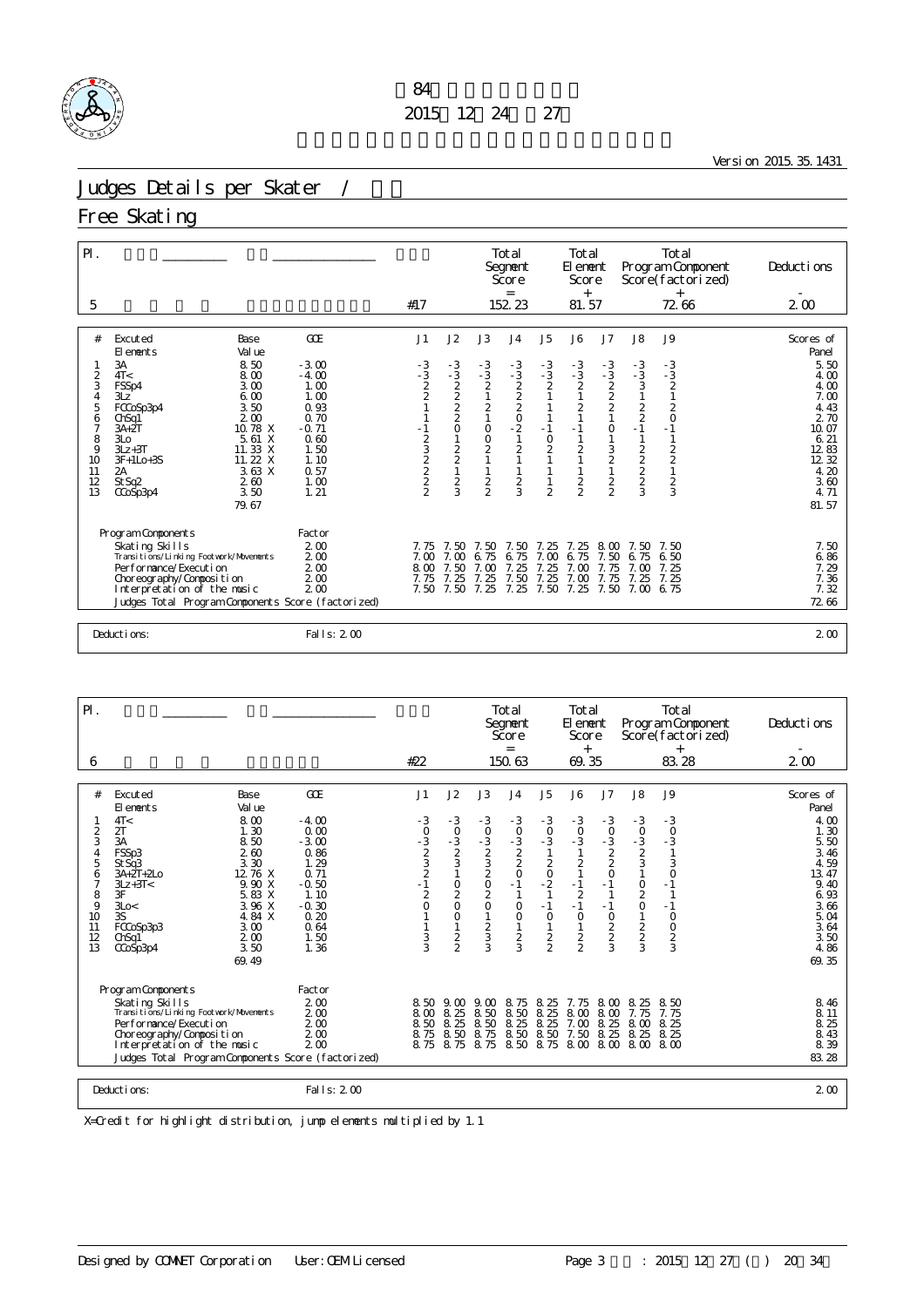84
2015 12 24 27

Version 2015.35.1431

# Judges Details per Skater /

## Free Skating

| Pl. | | | Total Segment Score = | Total Element Score + | Total Program Component Score(factorized) + | Deductions - |
|---|---|---|---|---|---|---|
| 5 | | #17 | 152.23 | 81.57 | 72.66 | 2.00 |

| # | Excuted Elements | | Base Value | | GOE | J1 | J2 | J3 | J4 | J5 | J6 | J7 | J8 | J9 | Scores of Panel |
|---|---|---|---|---|---|---|---|---|---|---|---|---|---|---|---|
| 1 | 3A | | 8.50 | | -3.00 | -3 | -3 | -3 | -3 | -3 | -3 | -3 | -3 | -3 | 5.50 |
| 2 | 4T< | < | 8.00 | | -4.00 | -3 | -3 | -3 | -3 | -3 | -3 | -3 | -3 | -3 | 4.00 |
| 3 | FSSp4 | | 3.00 | | 1.00 | 2 | 2 | 2 | 2 | 2 | 2 | 2 | 3 | 2 | 4.00 |
| 4 | 3Lz | | 6.00 | | 1.00 | 2 | 2 | 1 | 2 | 1 | 1 | 2 | 1 | 1 | 7.00 |
| 5 | FCCoSp3p4 | | 3.50 | | 0.93 | 1 | 2 | 2 | 2 | 1 | 2 | 2 | 2 | 2 | 4.43 |
| 6 | ChSq1 | | 2.00 | | 0.70 | 1 | 2 | 1 | 0 | 1 | 1 | 1 | 2 | 0 | 2.70 |
| 7 | 3A+2T | | 10.78 | X | -0.71 | -1 | 0 | 0 | -2 | -1 | -1 | 0 | -1 | -1 | 10.07 |
| 8 | 3Lo | | 5.61 | X | 0.60 | 2 | 1 | 0 | 1 | 0 | 1 | 1 | 1 | 1 | 6.21 |
| 9 | 3Lz+3T | | 11.33 | X | 1.50 | 3 | 2 | 2 | 2 | 2 | 2 | 3 | 2 | 2 | 12.83 |
| 10 | 3F+1Lo+3S | | 11.22 | X | 1.10 | 2 | 2 | 1 | 1 | 1 | 1 | 2 | 2 | 2 | 12.32 |
| 11 | 2A | | 3.63 | X | 0.57 | 2 | 1 | 1 | 1 | 1 | 1 | 1 | 2 | 1 | 4.20 |
| 12 | StSq2 | | 2.60 | | 1.00 | 2 | 2 | 2 | 2 | 1 | 2 | 2 | 2 | 2 | 3.60 |
| 13 | CCoSp3p4 | | 3.50 | | 1.21 | 2 | 3 | 2 | 3 | 2 | 2 | 2 | 3 | 3 | 4.71 |
| | | | 79.67 | | | | | | | | | | | | 81.57 |

| Program Components | Factor | J1 | J2 | J3 | J4 | J5 | J6 | J7 | J8 | J9 | |
|---|---|---|---|---|---|---|---|---|---|---|---|
| Skating Skills | 2.00 | 7.75 | 7.50 | 7.50 | 7.50 | 7.25 | 7.25 | 8.00 | 7.50 | 7.50 | 7.50 |
| Transitions/Linking Footwork/Movements | 2.00 | 7.00 | 7.00 | 6.75 | 6.75 | 7.00 | 6.75 | 7.50 | 6.75 | 6.50 | 6.86 |
| Performance/Execution | 2.00 | 8.00 | 7.50 | 7.00 | 7.25 | 7.25 | 7.00 | 7.75 | 7.00 | 7.25 | 7.29 |
| Choreography/Composition | 2.00 | 7.75 | 7.25 | 7.25 | 7.50 | 7.25 | 7.00 | 7.75 | 7.25 | 7.25 | 7.36 |
| Interpretation of the music | 2.00 | 7.50 | 7.50 | 7.25 | 7.25 | 7.50 | 7.25 | 7.50 | 7.00 | 6.75 | 7.32 |
| Judges Total Program Components Score (factorized) | | | | | | | | | | | 72.66 |

Deductions: Falls: 2.00 — 2.00

| Pl. | | | Total Segment Score = | Total Element Score + | Total Program Component Score(factorized) + | Deductions - |
|---|---|---|---|---|---|---|
| 6 | | #22 | 150.63 | 69.35 | 83.28 | 2.00 |

| # | Excuted Elements | | Base Value | | GOE | J1 | J2 | J3 | J4 | J5 | J6 | J7 | J8 | J9 | Scores of Panel |
|---|---|---|---|---|---|---|---|---|---|---|---|---|---|---|---|
| 1 | 4T< | < | 8.00 | | -4.00 | -3 | -3 | -3 | -3 | -3 | -3 | -3 | -3 | -3 | 4.00 |
| 2 | 2T | | 1.30 | | 0.00 | 0 | 0 | 0 | 0 | 0 | 0 | 0 | 0 | 0 | 1.30 |
| 3 | 3A | | 8.50 | | -3.00 | -3 | -3 | -3 | -3 | -3 | -3 | -3 | -3 | -3 | 5.50 |
| 4 | FSSp3 | | 2.60 | | 0.86 | 2 | 2 | 2 | 2 | 1 | 1 | 2 | 2 | 1 | 3.46 |
| 5 | StSq3 | | 3.30 | | 1.29 | 3 | 3 | 3 | 2 | 2 | 2 | 2 | 3 | 3 | 4.59 |
| 6 | 3A+2T+2Lo | | 12.76 | X | 0.71 | 2 | 1 | 2 | 0 | 0 | 1 | 0 | 1 | 0 | 13.47 |
| 7 | 3Lz+3T< | < | 9.90 | X | -0.50 | -1 | 0 | 0 | -1 | -2 | -1 | -1 | 0 | -1 | 9.40 |
| 8 | 3F | | 5.83 | X | 1.10 | 2 | 2 | 2 | 1 | 1 | 2 | 1 | 2 | 1 | 6.93 |
| 9 | 3Lo< | < | 3.96 | X | -0.30 | 0 | 0 | 0 | 0 | -1 | -1 | -1 | 0 | -1 | 3.66 |
| 10 | 3S | | 4.84 | X | 0.20 | 1 | 0 | 1 | 0 | 0 | 0 | 0 | 1 | 0 | 5.04 |
| 11 | FCCoSp3p3 | | 3.00 | | 0.64 | 1 | 1 | 2 | 1 | 1 | 1 | 2 | 2 | 0 | 3.64 |
| 12 | ChSq1 | | 2.00 | | 1.50 | 3 | 2 | 3 | 2 | 2 | 2 | 2 | 2 | 2 | 3.50 |
| 13 | CCoSp3p4 | | 3.50 | | 1.36 | 3 | 2 | 3 | 3 | 2 | 2 | 3 | 3 | 3 | 4.86 |
| | | | 69.49 | | | | | | | | | | | | 69.35 |

| Program Components | Factor | J1 | J2 | J3 | J4 | J5 | J6 | J7 | J8 | J9 | |
|---|---|---|---|---|---|---|---|---|---|---|---|
| Skating Skills | 2.00 | 8.50 | 9.00 | 9.00 | 8.75 | 8.25 | 7.75 | 8.00 | 8.25 | 8.50 | 8.46 |
| Transitions/Linking Footwork/Movements | 2.00 | 8.00 | 8.25 | 8.50 | 8.50 | 8.25 | 8.00 | 8.00 | 7.75 | 7.75 | 8.11 |
| Performance/Execution | 2.00 | 8.50 | 8.25 | 8.50 | 8.25 | 8.25 | 7.00 | 8.25 | 8.00 | 8.25 | 8.25 |
| Choreography/Composition | 2.00 | 8.75 | 8.50 | 8.75 | 8.50 | 8.50 | 7.50 | 8.25 | 8.25 | 8.25 | 8.43 |
| Interpretation of the music | 2.00 | 8.75 | 8.75 | 8.75 | 8.50 | 8.75 | 8.00 | 8.00 | 8.00 | 8.00 | 8.39 |
| Judges Total Program Components Score (factorized) | | | | | | | | | | | 83.28 |

Deductions: Falls: 2.00 — 2.00

X=Credit for highlight distribution, jump elements multiplied by 1.1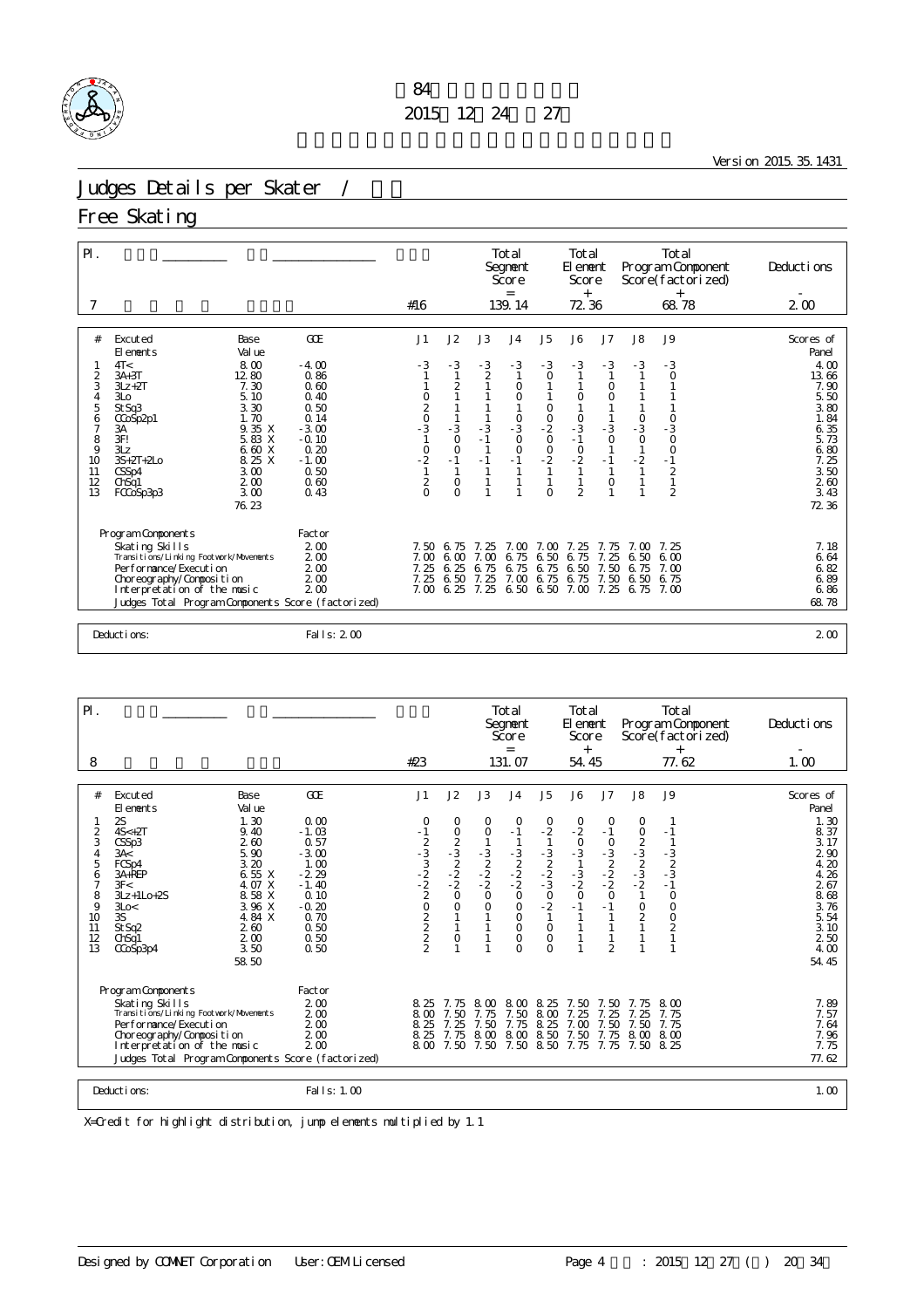84
2015 12 24 27

Version 2015.35.1431

# Judges Details per Skater /

## Free Skating

| Pl. | | | | Total Segment Score = | Total Element Score + | Total Program Component Score(factorized) + | Deductions - |
|---|---|---|---|---|---|---|---|
| 7 | | | #16 | 139.14 | 72.36 | 68.78 | 2.00 |

| # | Excuted Elements | Base Value | GOE | J1 | J2 | J3 | J4 | J5 | J6 | J7 | J8 | J9 | Scores of Panel |
|---|---|---|---|---|---|---|---|---|---|---|---|---|---|
| 1 | 4T< | 8.00 | -4.00 | -3 | -3 | -3 | -3 | -3 | -3 | -3 | -3 | -3 | 4.00 |
| 2 | 3A+3T | 12.80 | 0.86 | 1 | 1 | 2 | 1 | 0 | 1 | 1 | 1 | 0 | 13.66 |
| 3 | 3Lz+2T | 7.30 | 0.60 | 1 | 2 | 1 | 0 | 1 | 1 | 0 | 1 | 1 | 7.90 |
| 4 | 3Lo | 5.10 | 0.40 | 0 | 1 | 1 | 0 | 1 | 0 | 0 | 1 | 1 | 5.50 |
| 5 | StSq3 | 3.30 | 0.50 | 2 | 1 | 1 | 1 | 0 | 1 | 1 | 1 | 1 | 3.80 |
| 6 | CCoSp2p1 | 1.70 | 0.14 | 0 | 1 | 1 | 0 | 0 | 0 | 1 | 0 | 0 | 1.84 |
| 7 | 3A | 9.35 X | -3.00 | -3 | -3 | -3 | -3 | -2 | -3 | -3 | -3 | -3 | 6.35 |
| 8 | 3F! | 5.83 X | -0.10 | 1 | 0 | -1 | 0 | 0 | -1 | 0 | 0 | 0 | 5.73 |
| 9 | 3Lz | 6.60 X | 0.20 | 0 | 0 | 1 | 0 | 0 | 0 | 1 | 1 | 0 | 6.80 |
| 10 | 3S+2T+2Lo | 8.25 X | -1.00 | -2 | -1 | -1 | -1 | -2 | -2 | -1 | -2 | -1 | 7.25 |
| 11 | CSSp4 | 3.00 | 0.50 | 1 | 1 | 1 | 1 | 1 | 1 | 1 | 1 | 2 | 3.50 |
| 12 | ChSq1 | 2.00 | 0.60 | 2 | 0 | 1 | 1 | 1 | 1 | 0 | 1 | 1 | 2.60 |
| 13 | FCCoSp3p3 | 3.00 | 0.43 | 0 | 0 | 1 | 1 | 0 | 2 | 1 | 1 | 2 | 3.43 |
| | | 76.23 | | | | | | | | | | | 72.36 |

| Program Components | Factor | J1 | J2 | J3 | J4 | J5 | J6 | J7 | J8 | J9 | |
|---|---|---|---|---|---|---|---|---|---|---|---|
| Skating Skills | 2.00 | 7.50 | 6.75 | 7.25 | 7.00 | 7.00 | 7.25 | 7.75 | 7.00 | 7.25 | 7.18 |
| Transitions/Linking Footwork/Movements | 2.00 | 7.00 | 6.00 | 7.00 | 6.75 | 6.50 | 6.75 | 7.25 | 6.50 | 6.00 | 6.64 |
| Performance/Execution | 2.00 | 7.25 | 6.25 | 6.75 | 6.75 | 6.75 | 6.50 | 7.50 | 6.75 | 7.00 | 6.82 |
| Choreography/Composition | 2.00 | 7.25 | 6.50 | 7.25 | 7.00 | 6.75 | 6.75 | 7.50 | 6.50 | 6.75 | 6.89 |
| Interpretation of the music | 2.00 | 7.00 | 6.25 | 7.25 | 6.50 | 6.50 | 7.00 | 7.25 | 6.75 | 7.00 | 6.86 |
| Judges Total Program Components Score (factorized) | | | | | | | | | | | 68.78 |

Deductions: Falls: 2.00 — 2.00

| Pl. | | | | Total Segment Score = | Total Element Score + | Total Program Component Score(factorized) + | Deductions - |
|---|---|---|---|---|---|---|---|
| 8 | | | #23 | 131.07 | 54.45 | 77.62 | 1.00 |

| # | Excuted Elements | Base Value | GOE | J1 | J2 | J3 | J4 | J5 | J6 | J7 | J8 | J9 | Scores of Panel |
|---|---|---|---|---|---|---|---|---|---|---|---|---|---|
| 1 | 2S | 1.30 | 0.00 | 0 | 0 | 0 | 0 | 0 | 0 | 0 | 0 | 1 | 1.30 |
| 2 | 4S<+2T | 9.40 | -1.03 | -1 | 0 | 0 | -1 | -2 | -2 | -1 | 0 | -1 | 8.37 |
| 3 | CSSp3 | 2.60 | 0.57 | 2 | 2 | 1 | 1 | 1 | 0 | 0 | 2 | 1 | 3.17 |
| 4 | 3A< | 5.90 | -3.00 | -3 | -3 | -3 | -3 | -3 | -3 | -3 | -3 | -3 | 2.90 |
| 5 | FCSp4 | 3.20 | 1.00 | 3 | 2 | 2 | 2 | 2 | 1 | 2 | 2 | 2 | 4.20 |
| 6 | 3A+REP | 6.55 X | -2.29 | -2 | -2 | -2 | -2 | -2 | -3 | -2 | -3 | -3 | 4.26 |
| 7 | 3F< | 4.07 X | -1.40 | -2 | -2 | -2 | -2 | -3 | -2 | -2 | -2 | -1 | 2.67 |
| 8 | 3Lz+1Lo+2S | 8.58 X | 0.10 | 2 | 0 | 0 | 0 | 0 | 0 | 0 | 1 | 0 | 8.68 |
| 9 | 3Lo< | 3.96 X | -0.20 | 0 | 0 | 0 | 0 | -2 | -1 | -1 | 0 | 0 | 3.76 |
| 10 | 3S | 4.84 X | 0.70 | 2 | 1 | 1 | 0 | 1 | 1 | 1 | 2 | 0 | 5.54 |
| 11 | StSq2 | 2.60 | 0.50 | 2 | 1 | 1 | 0 | 0 | 1 | 1 | 1 | 2 | 3.10 |
| 12 | ChSq1 | 2.00 | 0.50 | 2 | 0 | 1 | 0 | 0 | 1 | 1 | 1 | 1 | 2.50 |
| 13 | CCoSp3p4 | 3.50 | 0.50 | 2 | 1 | 1 | 0 | 0 | 1 | 2 | 1 | 1 | 4.00 |
| | | 58.50 | | | | | | | | | | | 54.45 |

| Program Components | Factor | J1 | J2 | J3 | J4 | J5 | J6 | J7 | J8 | J9 | |
|---|---|---|---|---|---|---|---|---|---|---|---|
| Skating Skills | 2.00 | 8.25 | 7.75 | 8.00 | 8.00 | 8.25 | 7.50 | 7.50 | 7.75 | 8.00 | 7.89 |
| Transitions/Linking Footwork/Movements | 2.00 | 8.00 | 7.50 | 7.75 | 7.50 | 8.00 | 7.25 | 7.25 | 7.25 | 7.75 | 7.57 |
| Performance/Execution | 2.00 | 8.25 | 7.25 | 7.50 | 7.75 | 8.25 | 7.00 | 7.50 | 7.50 | 7.75 | 7.64 |
| Choreography/Composition | 2.00 | 8.25 | 7.75 | 8.00 | 8.00 | 8.50 | 7.50 | 7.75 | 8.00 | 8.00 | 7.96 |
| Interpretation of the music | 2.00 | 8.00 | 7.50 | 7.50 | 7.50 | 8.50 | 7.75 | 7.75 | 7.50 | 8.25 | 7.75 |
| Judges Total Program Components Score (factorized) | | | | | | | | | | | 77.62 |

Deductions: Falls: 1.00 — 1.00

X=Credit for highlight distribution, jump elements multiplied by 1.1

Designed by COMNET Corporation User: OEM Licensed : 2015 12 27 ( ) 20 34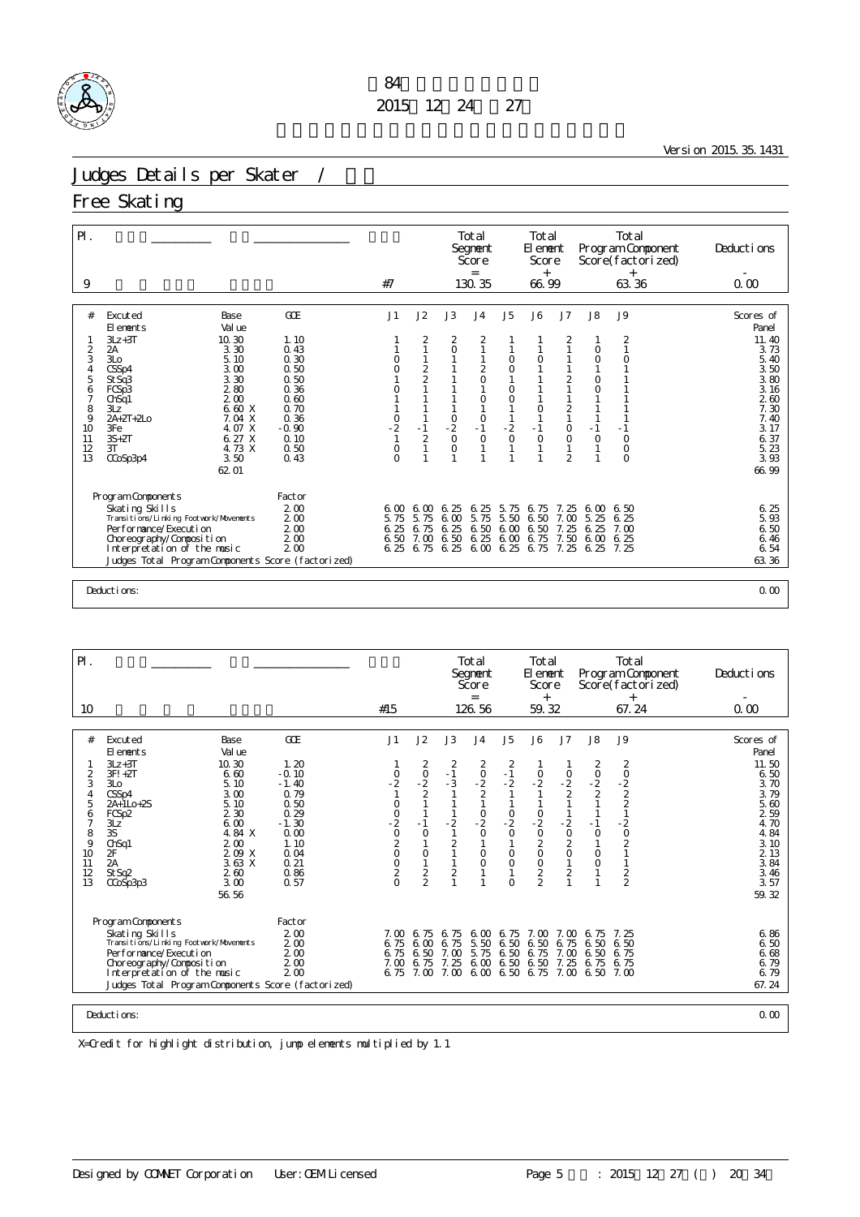第84回全日本フィギュアスケート選手権大会

2015年12月24日～27日

Version 2015.35.1431

# Judges Details per Skater / 採点詳細

## Free Skating

| Pl. | | #7 | Total Segment Score = | Total Element Score + | Total Program Component Score (factorized) + | Deductions - |
|---|---|---|---|---|---|---|
| 9 | | #7 | 130.35 | 66.99 | 63.36 | 0.00 |

| # | Excuted Elements | Base Value | | GOE | J1 | J2 | J3 | J4 | J5 | J6 | J7 | J8 | J9 | Scores of Panel |
|---|---|---|---|---|---|---|---|---|---|---|---|---|---|---|
| 1 | 3Lz+3T | 10.30 | | 1.10 | 1 | 2 | 2 | 2 | 1 | 1 | 2 | 1 | 2 | 11.40 |
| 2 | 2A | 3.30 | | 0.43 | 1 | 1 | 0 | 1 | 1 | 1 | 1 | 0 | 1 | 3.73 |
| 3 | 3Lo | 5.10 | | 0.30 | 0 | 1 | 1 | 1 | 0 | 0 | 1 | 0 | 0 | 5.40 |
| 4 | CSSp4 | 3.00 | | 0.50 | 0 | 2 | 1 | 2 | 0 | 1 | 1 | 1 | 1 | 3.50 |
| 5 | StSq3 | 3.30 | | 0.50 | 1 | 2 | 1 | 0 | 1 | 1 | 2 | 0 | 1 | 3.80 |
| 6 | FCSp3 | 2.80 | | 0.36 | 0 | 1 | 1 | 1 | 0 | 1 | 1 | 0 | 1 | 3.16 |
| 7 | ChSq1 | 2.00 | | 0.60 | 1 | 1 | 1 | 0 | 0 | 1 | 1 | 1 | 1 | 2.60 |
| 8 | 3Lz | 6.60 | X | 0.70 | 1 | 1 | 1 | 1 | 1 | 0 | 2 | 1 | 1 | 7.30 |
| 9 | 2A+2T+2Lo | 7.04 | X | 0.36 | 0 | 1 | 0 | 0 | 1 | 1 | 1 | 1 | 1 | 7.40 |
| 10 | 3Fe | 4.07 | X | -0.90 | -2 | -1 | -2 | -1 | -2 | -1 | 0 | -1 | -1 | 3.17 |
| 11 | 3S+2T | 6.27 | X | 0.10 | 1 | 2 | 0 | 0 | 0 | 0 | 0 | 0 | 0 | 6.37 |
| 12 | 3T | 4.73 | X | 0.50 | 0 | 1 | 0 | 1 | 1 | 1 | 1 | 1 | 0 | 5.23 |
| 13 | CCoSp3p4 | 3.50 | | 0.43 | 0 | 1 | 1 | 1 | 1 | 1 | 2 | 1 | 0 | 3.93 |
| | | 62.01 | | | | | | | | | | | | 66.99 |

| Program Components | Factor | J1 | J2 | J3 | J4 | J5 | J6 | J7 | J8 | J9 | |
|---|---|---|---|---|---|---|---|---|---|---|---|
| Skating Skills | 2.00 | 6.00 | 6.00 | 6.25 | 6.25 | 5.75 | 6.75 | 7.25 | 6.00 | 6.50 | 6.25 |
| Transitions/Linking Footwork/Movements | 2.00 | 5.75 | 5.75 | 6.00 | 5.75 | 5.50 | 6.50 | 7.00 | 5.25 | 6.25 | 5.93 |
| Performance/Execution | 2.00 | 6.25 | 6.75 | 6.25 | 6.50 | 6.00 | 6.50 | 7.25 | 6.25 | 7.00 | 6.50 |
| Choreography/Composition | 2.00 | 6.50 | 7.00 | 6.50 | 6.25 | 6.00 | 6.75 | 7.50 | 6.00 | 6.25 | 6.46 |
| Interpretation of the music | 2.00 | 6.25 | 6.75 | 6.25 | 6.00 | 6.25 | 6.75 | 7.25 | 6.25 | 7.25 | 6.54 |
| Judges Total Program Components Score (factorized) | | | | | | | | | | | 63.36 |

Deductions: 0.00

| Pl. | | #15 | Total Segment Score = | Total Element Score + | Total Program Component Score (factorized) + | Deductions - |
|---|---|---|---|---|---|---|
| 10 | | #15 | 126.56 | 59.32 | 67.24 | 0.00 |

| # | Excuted Elements | Base Value | | GOE | J1 | J2 | J3 | J4 | J5 | J6 | J7 | J8 | J9 | Scores of Panel |
|---|---|---|---|---|---|---|---|---|---|---|---|---|---|---|
| 1 | 3Lz+3T | 10.30 | | 1.20 | 1 | 2 | 2 | 2 | 2 | 1 | 1 | 2 | 2 | 11.50 |
| 2 | 3F!+2T | 6.60 | | -0.10 | 0 | 0 | -1 | 0 | -1 | 0 | 0 | 0 | 0 | 6.50 |
| 3 | 3Lo | 5.10 | | -1.40 | -2 | -2 | -3 | -2 | -2 | -2 | -2 | -2 | -2 | 3.70 |
| 4 | CSSp4 | 3.00 | | 0.79 | 1 | 2 | 1 | 2 | 1 | 1 | 2 | 2 | 2 | 3.79 |
| 5 | 2A+1Lo+2S | 5.10 | | 0.50 | 0 | 1 | 1 | 1 | 1 | 1 | 1 | 1 | 2 | 5.60 |
| 6 | FCSp2 | 2.30 | | 0.29 | 0 | 1 | 1 | 0 | 0 | 0 | 1 | 1 | 1 | 2.59 |
| 7 | 3Lz | 6.00 | | -1.30 | -2 | -1 | -2 | -2 | -2 | -2 | -2 | -1 | -2 | 4.70 |
| 8 | 3S | 4.84 | X | 0.00 | 0 | 0 | 1 | 0 | 0 | 0 | 0 | 0 | 0 | 4.84 |
| 9 | ChSq1 | 2.00 | | 1.10 | 2 | 1 | 2 | 1 | 1 | 2 | 2 | 1 | 2 | 3.10 |
| 10 | 2F | 2.09 | X | 0.04 | 0 | 0 | 1 | 0 | 0 | 0 | 0 | 0 | 1 | 2.13 |
| 11 | 2A | 3.63 | X | 0.21 | 0 | 1 | 1 | 0 | 0 | 0 | 1 | 0 | 1 | 3.84 |
| 12 | StSq2 | 2.60 | | 0.86 | 2 | 2 | 2 | 1 | 1 | 2 | 2 | 1 | 2 | 3.46 |
| 13 | CCoSp3p3 | 3.00 | | 0.57 | 0 | 2 | 1 | 1 | 0 | 2 | 1 | 1 | 2 | 3.57 |
| | | 56.56 | | | | | | | | | | | | 59.32 |

| Program Components | Factor | J1 | J2 | J3 | J4 | J5 | J6 | J7 | J8 | J9 | |
|---|---|---|---|---|---|---|---|---|---|---|---|
| Skating Skills | 2.00 | 7.00 | 6.75 | 6.75 | 6.00 | 6.75 | 7.00 | 7.00 | 6.75 | 7.25 | 6.86 |
| Transitions/Linking Footwork/Movements | 2.00 | 6.75 | 6.00 | 6.75 | 5.50 | 6.50 | 6.50 | 6.75 | 6.50 | 6.50 | 6.50 |
| Performance/Execution | 2.00 | 6.75 | 6.50 | 7.00 | 5.75 | 6.50 | 6.75 | 7.00 | 6.50 | 6.75 | 6.68 |
| Choreography/Composition | 2.00 | 7.00 | 6.75 | 7.25 | 6.00 | 6.50 | 6.50 | 7.25 | 6.75 | 6.75 | 6.79 |
| Interpretation of the music | 2.00 | 6.75 | 7.00 | 7.00 | 6.00 | 6.50 | 6.75 | 7.00 | 6.50 | 7.00 | 6.79 |
| Judges Total Program Components Score (factorized) | | | | | | | | | | | 67.24 |

Deductions: 0.00

X=Credit for highlight distribution, jump elements multiplied by 1.1

Designed by COMNET Corporation User:OEM Licensed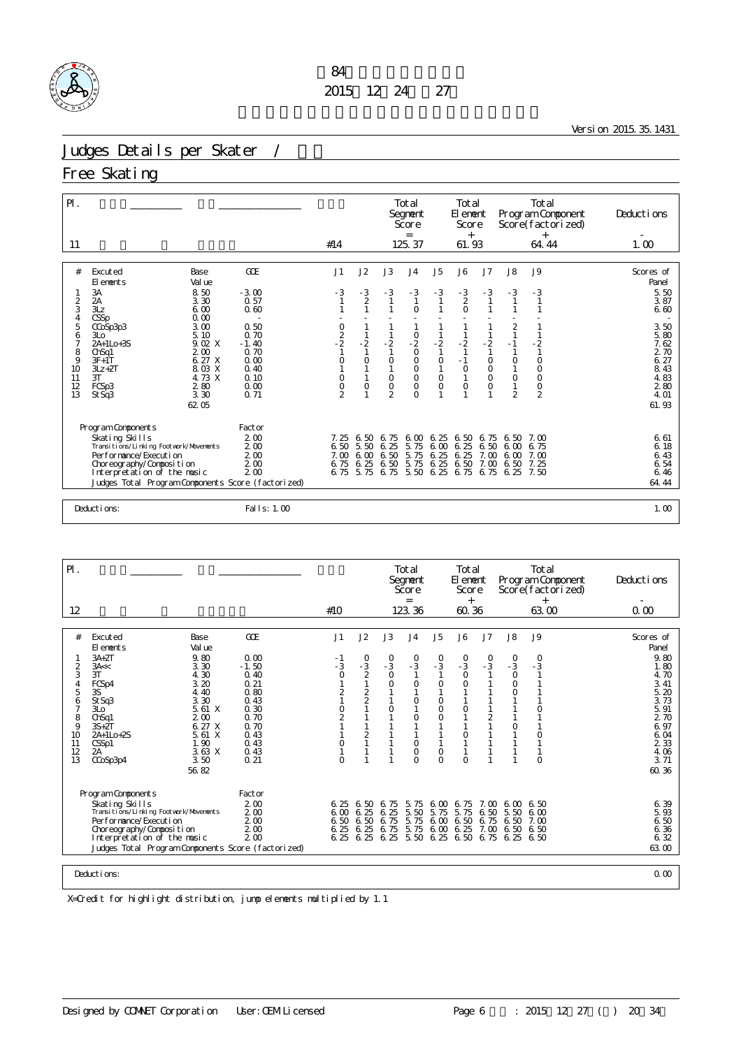84
2015 12 24 27

Version 2015.35.1431

# Judges Details per Skater /

## Free Skating

| Pl. | | | Total Segment Score | Total Element Score | Total Program Component Score (factorized) | Deductions |
|---|---|---|---|---|---|---|
| | | | = | + | + | - |
| 11 | | #14 | 125.37 | 61.93 | 64.44 | 1.00 |

| # | Excuted Elements | Base Value | GOE | J1 | J2 | J3 | J4 | J5 | J6 | J7 | J8 | J9 | Scores of Panel |
|---|---|---|---|---|---|---|---|---|---|---|---|---|---|
| 1 | 3A | 8.50 | -3.00 | -3 | -3 | -3 | -3 | -3 | -3 | -3 | -3 | -3 | 5.50 |
| 2 | 2A | 3.30 | 0.57 | 1 | 2 | 1 | 1 | 1 | 2 | 1 | 1 | 1 | 3.87 |
| 3 | 3Lz | 6.00 | 0.60 | 1 | 1 | 1 | 0 | 1 | 0 | 1 | 1 | 1 | 6.60 |
| 4 | CSSp | 0.00 | - | - | - | - | - | - | - | - | - | - | - |
| 5 | CCoSp3p3 | 3.00 | 0.50 | 0 | 1 | 1 | 1 | 1 | 1 | 1 | 2 | 1 | 3.50 |
| 6 | 3Lo | 5.10 | 0.70 | 2 | 1 | 1 | 0 | 1 | 1 | 1 | 1 | 1 | 5.80 |
| 7 | 2A+1Lo+3S | 9.02 X | -1.40 | -2 | -2 | -2 | -2 | -2 | -2 | -2 | -1 | -2 | 7.62 |
| 8 | ChSq1 | 2.00 | 0.70 | 1 | 1 | 1 | 0 | 1 | 1 | 1 | 1 | 1 | 2.70 |
| 9 | 3F+1T | 6.27 X | 0.00 | 0 | 0 | 0 | 0 | 0 | -1 | 0 | 0 | 0 | 6.27 |
| 10 | 3Lz+2T | 8.03 X | 0.40 | 1 | 1 | 1 | 0 | 1 | 0 | 0 | 1 | 0 | 8.43 |
| 11 | 3T | 4.73 X | 0.10 | 0 | 1 | 0 | 0 | 0 | 1 | 0 | 0 | 0 | 4.83 |
| 12 | FCSp3 | 2.80 | 0.00 | 0 | 0 | 0 | 0 | 0 | 0 | 0 | 1 | 0 | 2.80 |
| 13 | StSq3 | 3.30 | 0.71 | 2 | 1 | 2 | 0 | 1 | 1 | 1 | 2 | 2 | 4.01 |
| | | 62.05 | | | | | | | | | | | 61.93 |

| Program Components | Factor | J1 | J2 | J3 | J4 | J5 | J6 | J7 | J8 | J9 | |
|---|---|---|---|---|---|---|---|---|---|---|---|
| Skating Skills | 2.00 | 7.25 | 6.50 | 6.75 | 6.00 | 6.25 | 6.50 | 6.75 | 6.50 | 7.00 | 6.61 |
| Transitions/Linking Footwork/Movements | 2.00 | 6.50 | 5.50 | 6.25 | 5.75 | 6.00 | 6.25 | 6.50 | 6.00 | 6.75 | 6.18 |
| Performance/Execution | 2.00 | 7.00 | 6.00 | 6.50 | 5.75 | 6.25 | 6.25 | 7.00 | 6.00 | 7.00 | 6.43 |
| Choreography/Composition | 2.00 | 6.75 | 6.25 | 6.50 | 5.75 | 6.25 | 6.50 | 7.00 | 6.50 | 7.25 | 6.54 |
| Interpretation of the music | 2.00 | 6.75 | 5.75 | 6.75 | 5.50 | 6.25 | 6.75 | 6.75 | 6.25 | 7.50 | 6.46 |
| Judges Total Program Components Score (factorized) | | | | | | | | | | | 64.44 |

Deductions: Falls: 1.00 — 1.00

| Pl. | | | Total Segment Score | Total Element Score | Total Program Component Score (factorized) | Deductions |
|---|---|---|---|---|---|---|
| | | | = | + | + | - |
| 12 | | #10 | 123.36 | 60.36 | 63.00 | 0.00 |

| # | Excuted Elements | Base Value | GOE | J1 | J2 | J3 | J4 | J5 | J6 | J7 | J8 | J9 | Scores of Panel |
|---|---|---|---|---|---|---|---|---|---|---|---|---|---|
| 1 | 3A+2T | 9.80 | 0.00 | -1 | 0 | 0 | 0 | 0 | 0 | 0 | 0 | 0 | 9.80 |
| 2 | 3A<< | 3.30 | -1.50 | -3 | -3 | -3 | -3 | -3 | -3 | -3 | -3 | -3 | 1.80 |
| 3 | 3T | 4.30 | 0.40 | 0 | 2 | 0 | 1 | 1 | 0 | 1 | 0 | 1 | 4.70 |
| 4 | FCSp4 | 3.20 | 0.21 | 1 | 1 | 0 | 0 | 0 | 0 | 1 | 0 | 1 | 3.41 |
| 5 | 3S | 4.40 | 0.80 | 2 | 2 | 1 | 1 | 1 | 1 | 1 | 0 | 1 | 5.20 |
| 6 | StSq3 | 3.30 | 0.43 | 1 | 2 | 1 | 0 | 0 | 1 | 1 | 1 | 1 | 3.73 |
| 7 | 3Lo | 5.61 X | 0.30 | 0 | 1 | 0 | 1 | 0 | 0 | 1 | 1 | 0 | 5.91 |
| 8 | ChSq1 | 2.00 | 0.70 | 2 | 1 | 1 | 0 | 0 | 1 | 2 | 1 | 1 | 2.70 |
| 9 | 3S+2T | 6.27 X | 0.70 | 1 | 1 | 1 | 1 | 1 | 1 | 1 | 0 | 1 | 6.97 |
| 10 | 2A+1Lo+2S | 5.61 X | 0.43 | 1 | 2 | 1 | 1 | 1 | 0 | 1 | 1 | 0 | 6.04 |
| 11 | CSSp1 | 1.90 | 0.43 | 0 | 1 | 1 | 0 | 1 | 1 | 1 | 1 | 1 | 2.33 |
| 12 | 2A | 3.63 X | 0.43 | 1 | 1 | 1 | 0 | 0 | 1 | 1 | 1 | 1 | 4.06 |
| 13 | CCoSp3p4 | 3.50 | 0.21 | 0 | 1 | 1 | 0 | 0 | 0 | 1 | 1 | 0 | 3.71 |
| | | 56.82 | | | | | | | | | | | 60.36 |

| Program Components | Factor | J1 | J2 | J3 | J4 | J5 | J6 | J7 | J8 | J9 | |
|---|---|---|---|---|---|---|---|---|---|---|---|
| Skating Skills | 2.00 | 6.25 | 6.50 | 6.75 | 5.75 | 6.00 | 6.75 | 7.00 | 6.00 | 6.50 | 6.39 |
| Transitions/Linking Footwork/Movements | 2.00 | 6.00 | 6.25 | 6.25 | 5.50 | 5.75 | 5.75 | 6.50 | 5.50 | 6.00 | 5.93 |
| Performance/Execution | 2.00 | 6.50 | 6.50 | 6.75 | 5.75 | 6.00 | 6.50 | 6.75 | 6.50 | 7.00 | 6.50 |
| Choreography/Composition | 2.00 | 6.25 | 6.25 | 6.75 | 5.75 | 6.00 | 6.25 | 7.00 | 6.50 | 6.50 | 6.36 |
| Interpretation of the music | 2.00 | 6.25 | 6.25 | 6.25 | 5.50 | 6.25 | 6.50 | 6.75 | 6.25 | 6.50 | 6.32 |
| Judges Total Program Components Score (factorized) | | | | | | | | | | | 63.00 |

Deductions: 0.00

X=Credit for highlight distribution, jump elements multiplied by 1.1

Designed by COMNET Corporation　User: OEM Licensed　: 2015 12 27 ( ) 20 34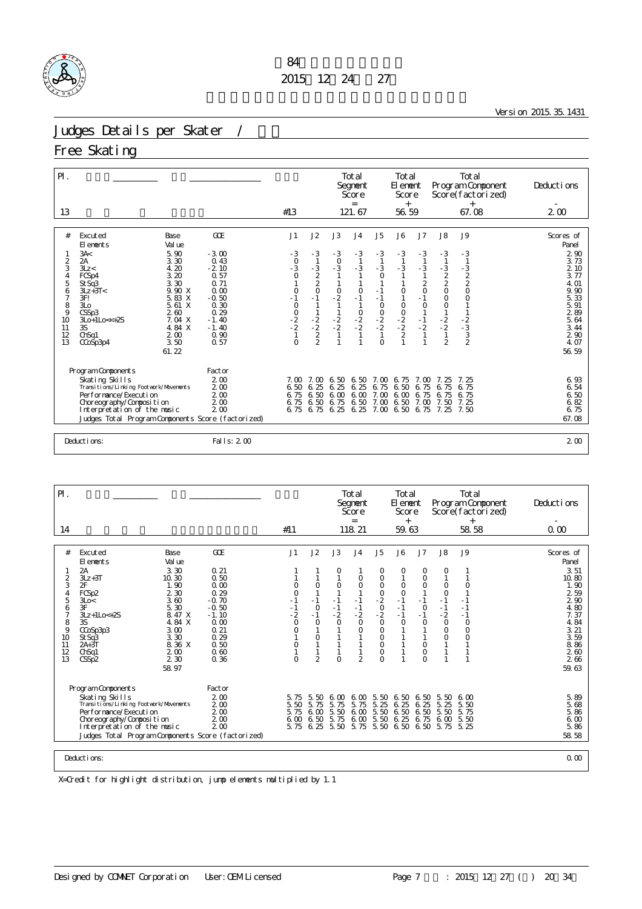84
2015 12 24 27

Version 2015.35.1431

# Judges Details per Skater /

## Free Skating

| Pl. | | | Total Segment Score | Total Element Score | Total Program Component Score (factorized) | Deductions |
|---|---|---|---|---|---|---|
| | | | = | + | + | - |
| 13 | | #13 | 121.67 | 56.59 | 67.08 | 2.00 |

| # | Executed Elements | Base Value | GOE | J1 | J2 | J3 | J4 | J5 | J6 | J7 | J8 | J9 | Scores of Panel |
|---|---|---|---|---|---|---|---|---|---|---|---|---|---|
| 1 | 3A< | 5.90 | -3.00 | -3 | -3 | -3 | -3 | -3 | -3 | -3 | -3 | -3 | 2.90 |
| 2 | 2A | 3.30 | 0.43 | 0 | 1 | 0 | 1 | 1 | 1 | 1 | 1 | 1 | 3.73 |
| 3 | 3Lz< | 4.20 | -2.10 | -3 | -3 | -3 | -3 | -3 | -3 | -3 | -3 | -3 | 2.10 |
| 4 | FCSp4 | 3.20 | 0.57 | 0 | 2 | 1 | 1 | 0 | 1 | 1 | 2 | 2 | 3.77 |
| 5 | StSq3 | 3.30 | 0.71 | 1 | 2 | 1 | 1 | 1 | 1 | 2 | 2 | 2 | 4.01 |
| 6 | 3Lz+3T< | 9.90 X | 0.00 | 0 | 0 | 0 | 0 | -1 | 0 | 0 | 0 | 0 | 9.90 |
| 7 | 3F! | 5.83 X | -0.50 | -1 | -1 | -2 | -1 | -1 | 1 | -1 | 0 | 0 | 5.33 |
| 8 | 3Lo | 5.61 X | 0.30 | 0 | 1 | 1 | 1 | 0 | 0 | 0 | 0 | 1 | 5.91 |
| 9 | CSSp3 | 2.60 | 0.29 | 0 | 1 | 1 | 0 | 0 | 0 | 1 | 1 | 1 | 2.89 |
| 10 | 3Lo+1Lo<<+2S | 7.04 X | -1.40 | -2 | -2 | -2 | -2 | -2 | -2 | -1 | -2 | -2 | 5.64 |
| 11 | 3S | 4.84 X | -1.40 | -2 | -2 | -2 | -2 | -2 | -2 | -2 | -2 | -3 | 3.44 |
| 12 | ChSq1 | 2.00 | 0.90 | 1 | 2 | 1 | 1 | 1 | 2 | 1 | 1 | 3 | 2.90 |
| 13 | CCoSp3p4 | 3.50 | 0.57 | 0 | 2 | 1 | 1 | 0 | 1 | 1 | 2 | 2 | 4.07 |
| | | 61.22 | | | | | | | | | | | 56.59 |

| Program Components | | Factor | J1 | J2 | J3 | J4 | J5 | J6 | J7 | J8 | J9 | |
|---|---|---|---|---|---|---|---|---|---|---|---|---|
| Skating Skills | | 2.00 | 7.00 | 7.00 | 6.50 | 6.50 | 7.00 | 6.75 | 7.00 | 7.25 | 7.25 | 6.93 |
| Transitions/Linking Footwork/Movements | | 2.00 | 6.50 | 6.25 | 6.25 | 6.25 | 6.75 | 6.50 | 6.75 | 6.75 | 6.75 | 6.54 |
| Performance/Execution | | 2.00 | 6.75 | 6.50 | 6.00 | 6.00 | 7.00 | 6.00 | 6.75 | 6.75 | 6.75 | 6.50 |
| Choreography/Composition | | 2.00 | 6.75 | 6.50 | 6.75 | 6.50 | 7.00 | 6.50 | 7.00 | 7.50 | 7.25 | 6.82 |
| Interpretation of the music | | 2.00 | 6.75 | 6.75 | 6.25 | 6.25 | 7.00 | 6.50 | 6.75 | 7.25 | 7.50 | 6.75 |
| Judges Total Program Components Score (factorized) | | | | | | | | | | | | 67.08 |

Deductions: Falls: 2.00 — 2.00

| Pl. | | | Total Segment Score | Total Element Score | Total Program Component Score (factorized) | Deductions |
|---|---|---|---|---|---|---|
| | | | = | + | + | - |
| 14 | | #11 | 118.21 | 59.63 | 58.58 | 0.00 |

| # | Executed Elements | Base Value | GOE | J1 | J2 | J3 | J4 | J5 | J6 | J7 | J8 | J9 | Scores of Panel |
|---|---|---|---|---|---|---|---|---|---|---|---|---|---|
| 1 | 2A | 3.30 | 0.21 | 1 | 1 | 0 | 1 | 0 | 0 | 0 | 0 | 1 | 3.51 |
| 2 | 3Lz+3T | 10.30 | 0.50 | 1 | 1 | 1 | 0 | 0 | 1 | 0 | 1 | 1 | 10.80 |
| 3 | 2F | 1.90 | 0.00 | 0 | 0 | 0 | 0 | 0 | 0 | 0 | 0 | 0 | 1.90 |
| 4 | FCSp2 | 2.30 | 0.29 | 0 | 1 | 1 | 1 | 0 | 0 | 1 | 0 | 1 | 2.59 |
| 5 | 3Lo< | 3.60 | -0.70 | -1 | -1 | -1 | -1 | -2 | -1 | -1 | -1 | -1 | 2.90 |
| 6 | 3F | 5.30 | -0.50 | -1 | 0 | -1 | -1 | 0 | -1 | 0 | -1 | -1 | 4.80 |
| 7 | 3Lz+1Lo<+2S | 8.47 X | -1.10 | -2 | -1 | -2 | -2 | -2 | -1 | -1 | -2 | -1 | 7.37 |
| 8 | 3S | 4.84 X | 0.00 | 0 | 0 | 0 | 0 | 0 | 0 | 0 | 0 | 0 | 4.84 |
| 9 | CCoSp3p3 | 3.00 | 0.21 | 0 | 1 | 1 | 0 | 0 | 1 | 1 | 0 | 0 | 3.21 |
| 10 | StSq3 | 3.30 | 0.29 | 1 | 0 | 1 | 1 | 0 | 1 | 1 | 0 | 0 | 3.59 |
| 11 | 2A+3T | 8.36 X | 0.50 | 0 | 1 | 1 | 1 | 0 | 1 | 0 | 1 | 1 | 8.86 |
| 12 | ChSq1 | 2.00 | 0.60 | 1 | 1 | 1 | 1 | 0 | 1 | 0 | 1 | 1 | 2.60 |
| 13 | CSSp2 | 2.30 | 0.36 | 0 | 2 | 0 | 2 | 0 | 1 | 0 | 1 | 1 | 2.66 |
| | | 58.97 | | | | | | | | | | | 59.63 |

| Program Components | | Factor | J1 | J2 | J3 | J4 | J5 | J6 | J7 | J8 | J9 | |
|---|---|---|---|---|---|---|---|---|---|---|---|---|
| Skating Skills | | 2.00 | 5.75 | 5.50 | 6.00 | 6.00 | 5.50 | 6.50 | 6.50 | 5.50 | 6.00 | 5.89 |
| Transitions/Linking Footwork/Movements | | 2.00 | 5.50 | 5.75 | 5.75 | 5.75 | 5.25 | 6.25 | 6.25 | 5.25 | 5.50 | 5.68 |
| Performance/Execution | | 2.00 | 5.75 | 6.00 | 5.50 | 6.00 | 5.50 | 6.50 | 6.50 | 5.50 | 5.75 | 5.86 |
| Choreography/Composition | | 2.00 | 6.00 | 6.50 | 5.75 | 6.00 | 5.50 | 6.25 | 6.75 | 6.00 | 5.50 | 6.00 |
| Interpretation of the music | | 2.00 | 5.75 | 6.25 | 5.50 | 5.75 | 5.50 | 6.50 | 6.50 | 5.75 | 5.25 | 5.86 |
| Judges Total Program Components Score (factorized) | | | | | | | | | | | | 58.58 |

Deductions: — 0.00

X=Credit for highlight distribution, jump elements multiplied by 1.1

Designed by COMNET Corporation User: OEM Licensed : 2015 12 27 ( ) 20 34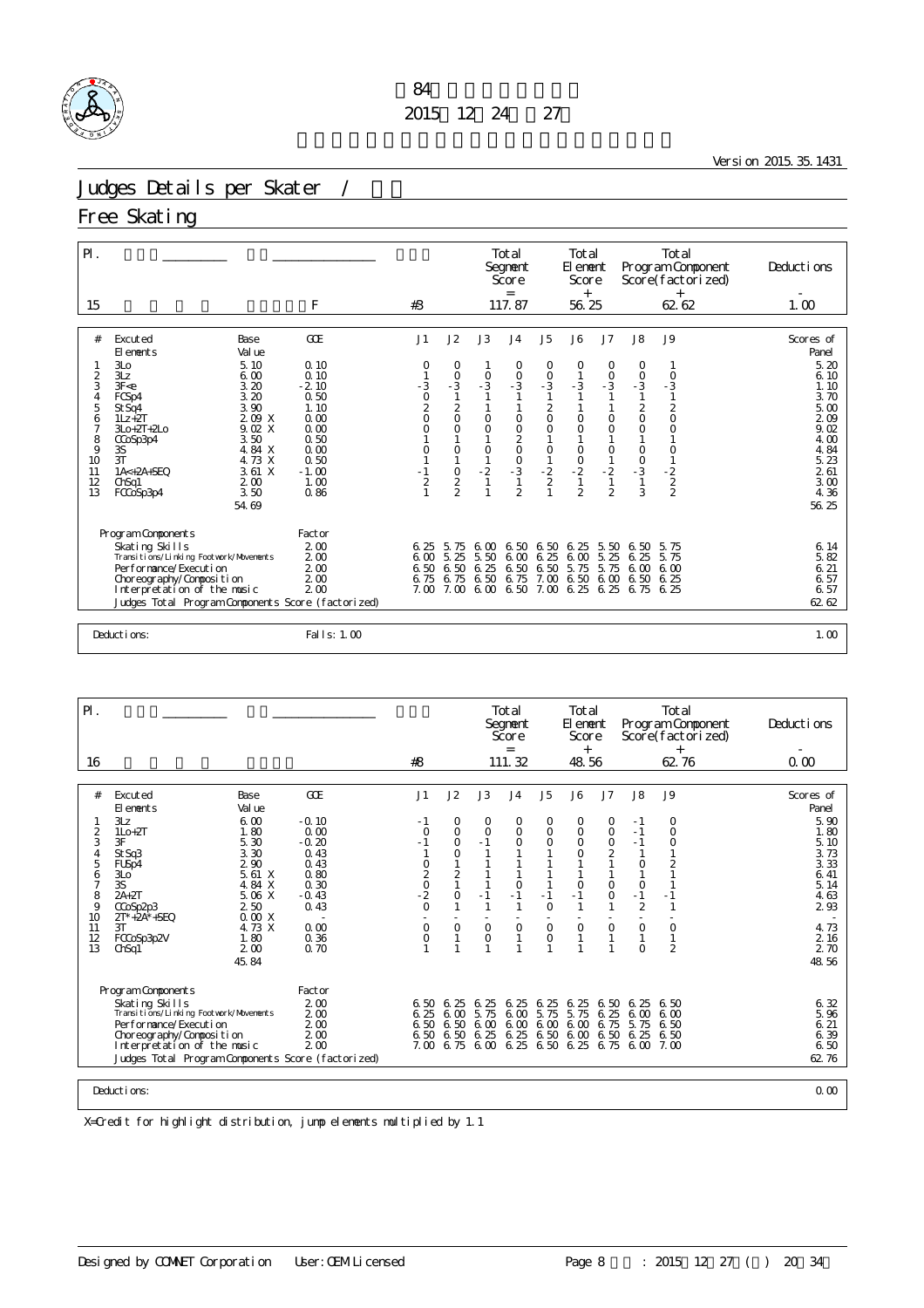84
2015 12 24 27

Version 2015.35.1431

# Judges Details per Skater /

## Free Skating

| Pl. | | | | Total Segment Score = | Total Element Score + | Total Program Component Score (factorized) + | Deductions - |
|---|---|---|---|---|---|---|---|
| 15 | | F | #3 | 117.87 | 56.25 | 62.62 | 1.00 |

| # | Excuted Elements | Base Value | GOE | J1 | J2 | J3 | J4 | J5 | J6 | J7 | J8 | J9 | Scores of Panel |
|---|---|---|---|---|---|---|---|---|---|---|---|---|---|
| 1 | 3Lo | 5.10 | 0.10 | 0 | 0 | 1 | 0 | 0 | 0 | 0 | 0 | 1 | 5.20 |
| 2 | 3Lz | 6.00 | 0.10 | 1 | 0 | 0 | 0 | 0 | 1 | 0 | 0 | 0 | 6.10 |
| 3 | 3F<e | 3.20 | -2.10 | -3 | -3 | -3 | -3 | -3 | -3 | -3 | -3 | -3 | 1.10 |
| 4 | FCSp4 | 3.20 | 0.50 | 0 | 1 | 1 | 1 | 1 | 1 | 1 | 1 | 1 | 3.70 |
| 5 | StSq4 | 3.90 | 1.10 | 2 | 2 | 1 | 1 | 2 | 1 | 1 | 2 | 2 | 5.00 |
| 6 | 1Lz+2T | 2.09 X | 0.00 | 0 | 0 | 0 | 0 | 0 | 0 | 0 | 0 | 0 | 2.09 |
| 7 | 3Lo+2T+2Lo | 9.02 X | 0.00 | 0 | 0 | 0 | 0 | 0 | 0 | 0 | 0 | 0 | 9.02 |
| 8 | CCoSp3p4 | 3.50 | 0.50 | 1 | 1 | 1 | 2 | 1 | 1 | 1 | 1 | 1 | 4.00 |
| 9 | 3S | 4.84 X | 0.00 | 0 | 0 | 0 | 0 | 0 | 0 | 0 | 0 | 0 | 4.84 |
| 10 | 3T | 4.73 X | 0.50 | 1 | 1 | 1 | 0 | 1 | 0 | 1 | 0 | 1 | 5.23 |
| 11 | 1A<+2A+SEQ | 3.61 X | -1.00 | -1 | 0 | -2 | -3 | -2 | -2 | -2 | -3 | -2 | 2.61 |
| 12 | ChSq1 | 2.00 | 1.00 | 2 | 2 | 1 | 1 | 2 | 1 | 1 | 1 | 2 | 3.00 |
| 13 | FCCoSp3p4 | 3.50 | 0.86 | 1 | 2 | 1 | 2 | 1 | 2 | 2 | 3 | 2 | 4.36 |
| | | 54.69 | | | | | | | | | | | 56.25 |

| Program Components | Factor | J1 | J2 | J3 | J4 | J5 | J6 | J7 | J8 | J9 | |
|---|---|---|---|---|---|---|---|---|---|---|---|
| Skating Skills | 2.00 | 6.25 | 5.75 | 6.00 | 6.50 | 6.50 | 6.25 | 5.50 | 6.50 | 5.75 | 6.14 |
| Transitions/Linking Footwork/Movements | 2.00 | 6.00 | 5.25 | 5.50 | 6.00 | 6.25 | 6.00 | 5.25 | 6.25 | 5.75 | 5.82 |
| Performance/Execution | 2.00 | 6.50 | 6.50 | 6.25 | 6.50 | 6.50 | 5.75 | 5.75 | 6.00 | 6.00 | 6.21 |
| Choreography/Composition | 2.00 | 6.75 | 6.75 | 6.50 | 6.75 | 7.00 | 6.50 | 6.00 | 6.50 | 6.25 | 6.57 |
| Interpretation of the music | 2.00 | 7.00 | 7.00 | 6.00 | 6.50 | 7.00 | 6.25 | 6.25 | 6.75 | 6.25 | 6.57 |
| Judges Total Program Components Score (factorized) | | | | | | | | | | | 62.62 |

Deductions: Falls: 1.00 — 1.00

| Pl. | | | | Total Segment Score = | Total Element Score + | Total Program Component Score (factorized) + | Deductions - |
|---|---|---|---|---|---|---|---|
| 16 | | | #8 | 111.32 | 48.56 | 62.76 | 0.00 |

| # | Excuted Elements | Base Value | GOE | J1 | J2 | J3 | J4 | J5 | J6 | J7 | J8 | J9 | Scores of Panel |
|---|---|---|---|---|---|---|---|---|---|---|---|---|---|
| 1 | 3Lz | 6.00 | -0.10 | -1 | 0 | 0 | 0 | 0 | 0 | 0 | -1 | 0 | 5.90 |
| 2 | 1Lo+2T | 1.80 | 0.00 | 0 | 0 | 0 | 0 | 0 | 0 | 0 | -1 | 0 | 1.80 |
| 3 | 3F | 5.30 | -0.20 | -1 | 0 | -1 | 0 | 0 | 0 | 0 | -1 | 0 | 5.10 |
| 4 | StSq3 | 3.30 | 0.43 | 1 | 0 | 1 | 1 | 1 | 0 | 2 | 1 | 1 | 3.73 |
| 5 | FUSp4 | 2.90 | 0.43 | 0 | 1 | 1 | 1 | 1 | 1 | 1 | 0 | 2 | 3.33 |
| 6 | 3Lo | 5.61 X | 0.80 | 2 | 2 | 1 | 1 | 1 | 1 | 1 | 1 | 1 | 6.41 |
| 7 | 3S | 4.84 X | 0.30 | 0 | 1 | 1 | 0 | 1 | 0 | 0 | 0 | 1 | 5.14 |
| 8 | 2A+2T | 5.06 X | -0.43 | -2 | 0 | -1 | -1 | -1 | -1 | 0 | -1 | -1 | 4.63 |
| 9 | CCoSp2p3 | 2.50 | 0.43 | 0 | 1 | 1 | 1 | 0 | 1 | 1 | 2 | 1 | 2.93 |
| 10 | 2T*+2A*+SEQ | 0.00 X | - | - | - | - | - | - | - | - | - | - | - |
| 11 | 3T | 4.73 X | 0.00 | 0 | 0 | 0 | 0 | 0 | 0 | 0 | 0 | 0 | 4.73 |
| 12 | FCCoSp3p2V | 1.80 | 0.36 | 0 | 1 | 0 | 1 | 0 | 1 | 1 | 1 | 1 | 2.16 |
| 13 | ChSq1 | 2.00 | 0.70 | 1 | 1 | 1 | 1 | 1 | 1 | 1 | 0 | 2 | 2.70 |
| | | 45.84 | | | | | | | | | | | 48.56 |

| Program Components | Factor | J1 | J2 | J3 | J4 | J5 | J6 | J7 | J8 | J9 | |
|---|---|---|---|---|---|---|---|---|---|---|---|
| Skating Skills | 2.00 | 6.50 | 6.25 | 6.25 | 6.25 | 6.25 | 6.25 | 6.50 | 6.25 | 6.50 | 6.32 |
| Transitions/Linking Footwork/Movements | 2.00 | 6.25 | 6.00 | 5.75 | 6.00 | 5.75 | 5.75 | 6.25 | 6.00 | 6.00 | 5.96 |
| Performance/Execution | 2.00 | 6.50 | 6.50 | 6.00 | 6.00 | 6.00 | 6.00 | 6.75 | 5.75 | 6.50 | 6.21 |
| Choreography/Composition | 2.00 | 6.50 | 6.50 | 6.25 | 6.25 | 6.50 | 6.00 | 6.50 | 6.25 | 6.50 | 6.39 |
| Interpretation of the music | 2.00 | 7.00 | 6.75 | 6.00 | 6.25 | 6.50 | 6.25 | 6.75 | 6.00 | 7.00 | 6.50 |
| Judges Total Program Components Score (factorized) | | | | | | | | | | | 62.76 |

Deductions: — 0.00

X=Credit for highlight distribution, jump elements multiplied by 1.1

Designed by COMNET Corporation User: OEM Licensed : 2015 12 27 ( ) 20 34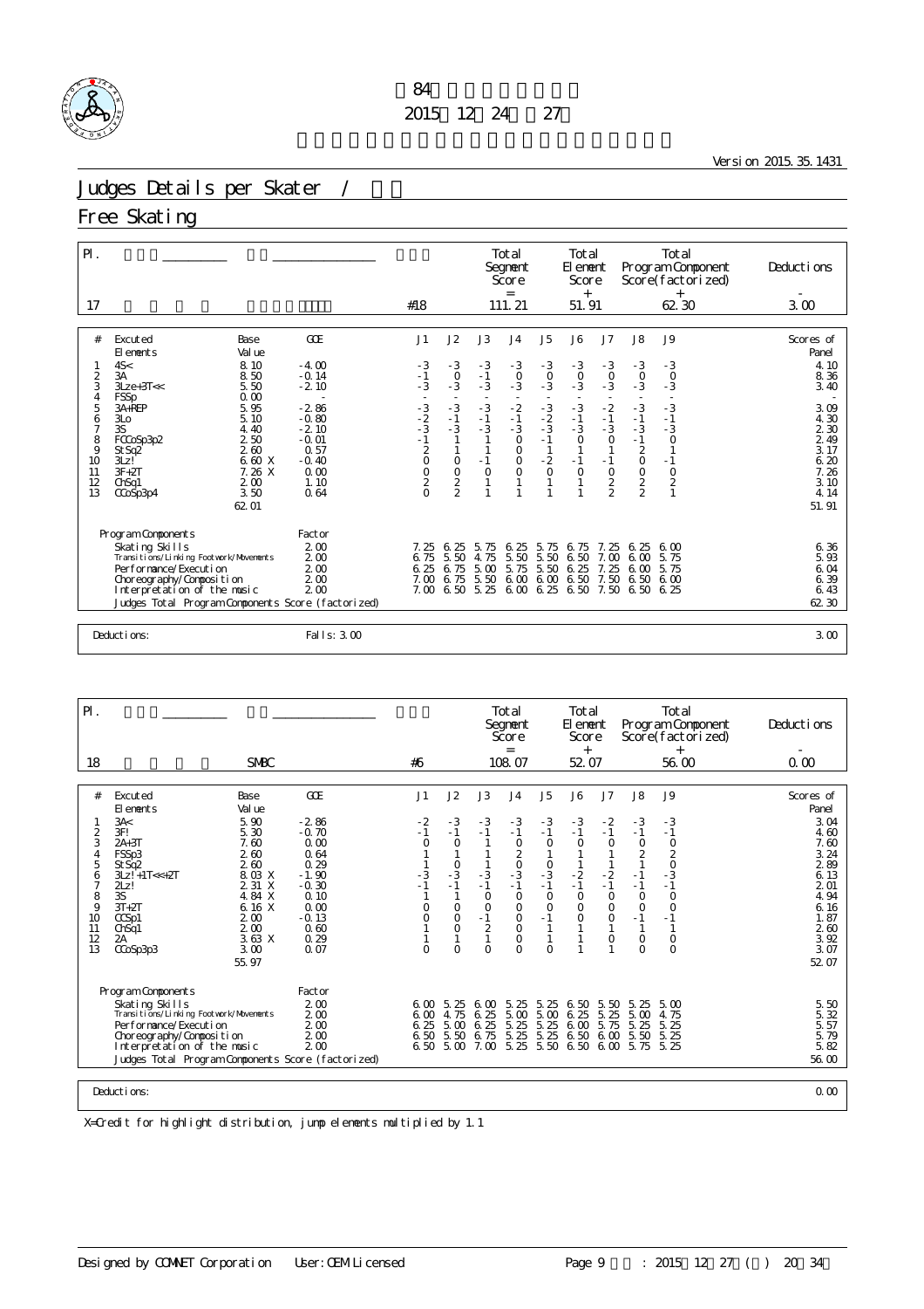84
2015 12 24 27

Version 2015.35.1431

# Judges Details per Skater /

## Free Skating

| Pl. | | | | Total Segment Score = | Total Element Score + | Total Program Component Score(factorized) + | Deductions - |
|---|---|---|---|---|---|---|---|
| 17 | | | #18 | 111.21 | 51.91 | 62.30 | 3.00 |

| # | Excuted Elements | Base Value | GOE | J1 | J2 | J3 | J4 | J5 | J6 | J7 | J8 | J9 | Scores of Panel |
|---|---|---|---|---|---|---|---|---|---|---|---|---|---|
| 1 | 4S< | 8.10 | -4.00 | -3 | -3 | -3 | -3 | -3 | -3 | -3 | -3 | -3 | 4.10 |
| 2 | 3A | 8.50 | -0.14 | -1 | 0 | -1 | 0 | 0 | 0 | 0 | 0 | 0 | 8.36 |
| 3 | 3Lze+3T<< | 5.50 | -2.10 | -3 | -3 | -3 | -3 | -3 | -3 | -3 | -3 | -3 | 3.40 |
| 4 | FSSp | 0.00 | - | - | - | - | - | - | - | - | - | - | - |
| 5 | 3A+REP | 5.95 | -2.86 | -3 | -3 | -3 | -2 | -3 | -3 | -2 | -3 | -3 | 3.09 |
| 6 | 3Lo | 5.10 | -0.80 | -2 | -1 | -1 | -1 | -2 | -1 | -1 | -1 | -1 | 4.30 |
| 7 | 3S | 4.40 | -2.10 | -3 | -3 | -3 | -3 | -3 | -3 | -3 | -3 | -3 | 2.30 |
| 8 | FCCoSp3p2 | 2.50 | -0.01 | -1 | 1 | 1 | 0 | -1 | 0 | 0 | -1 | 0 | 2.49 |
| 9 | StSq2 | 2.60 | 0.57 | 2 | 1 | 1 | 0 | 1 | 1 | 1 | 2 | 1 | 3.17 |
| 10 | 3Lz! | 6.60 X | -0.40 | 0 | 0 | -1 | 0 | -2 | -1 | -1 | 0 | -1 | 6.20 |
| 11 | 3F+2T | 7.26 X | 0.00 | 0 | 0 | 0 | 0 | 0 | 0 | 0 | 0 | 0 | 7.26 |
| 12 | ChSq1 | 2.00 | 1.10 | 2 | 2 | 1 | 1 | 1 | 1 | 2 | 2 | 2 | 3.10 |
| 13 | CCoSp3p4 | 3.50 | 0.64 | 0 | 2 | 1 | 1 | 1 | 1 | 2 | 2 | 1 | 4.14 |
| | | 62.01 | | | | | | | | | | | 51.91 |

| Program Components | Factor | J1 | J2 | J3 | J4 | J5 | J6 | J7 | J8 | J9 | |
|---|---|---|---|---|---|---|---|---|---|---|---|
| Skating Skills | 2.00 | 7.25 | 6.25 | 5.75 | 6.25 | 5.75 | 6.75 | 7.25 | 6.25 | 6.00 | 6.36 |
| Transitions/Linking Footwork/Movements | 2.00 | 6.75 | 5.50 | 4.75 | 5.50 | 5.50 | 6.50 | 7.00 | 6.00 | 5.75 | 5.93 |
| Performance/Execution | 2.00 | 6.25 | 6.75 | 5.00 | 5.75 | 5.50 | 6.25 | 7.25 | 6.00 | 5.75 | 6.04 |
| Choreography/Composition | 2.00 | 7.00 | 6.75 | 5.50 | 6.00 | 6.00 | 6.50 | 7.50 | 6.50 | 6.00 | 6.39 |
| Interpretation of the music | 2.00 | 7.00 | 6.50 | 5.25 | 6.00 | 6.25 | 6.50 | 7.50 | 6.50 | 6.25 | 6.43 |
| Judges Total Program Components Score (factorized) | | | | | | | | | | | 62.30 |

Deductions: Falls: 3.00 — 3.00

| Pl. | | | | Total Segment Score = | Total Element Score + | Total Program Component Score(factorized) + | Deductions - |
|---|---|---|---|---|---|---|---|
| 18 | | SMBC | #6 | 108.07 | 52.07 | 56.00 | 0.00 |

| # | Excuted Elements | Base Value | GOE | J1 | J2 | J3 | J4 | J5 | J6 | J7 | J8 | J9 | Scores of Panel |
|---|---|---|---|---|---|---|---|---|---|---|---|---|---|
| 1 | 3A< | 5.90 | -2.86 | -2 | -3 | -3 | -3 | -3 | -3 | -2 | -3 | -3 | 3.04 |
| 2 | 3F! | 5.30 | -0.70 | -1 | -1 | -1 | -1 | -1 | -1 | -1 | -1 | -1 | 4.60 |
| 3 | 2A+3T | 7.60 | 0.00 | 0 | 0 | 1 | 0 | 0 | 0 | 0 | 0 | 0 | 7.60 |
| 4 | FSSp3 | 2.60 | 0.64 | 1 | 1 | 1 | 2 | 1 | 1 | 1 | 2 | 2 | 3.24 |
| 5 | StSq2 | 2.60 | 0.29 | 1 | 0 | 1 | 0 | 0 | 1 | 1 | 1 | 0 | 2.89 |
| 6 | 3Lz!+1T<<+2T | 8.03 X | -1.90 | -3 | -3 | -3 | -3 | -3 | -2 | -2 | -1 | -3 | 6.13 |
| 7 | 2Lz! | 2.31 X | -0.30 | -1 | -1 | -1 | -1 | -1 | -1 | -1 | -1 | -1 | 2.01 |
| 8 | 3S | 4.84 X | 0.10 | 1 | 1 | 0 | 0 | 0 | 0 | 0 | 0 | 0 | 4.94 |
| 9 | 3T+2T | 6.16 X | 0.00 | 0 | 0 | 0 | 0 | 0 | 0 | 0 | 0 | 0 | 6.16 |
| 10 | CCSp1 | 2.00 | -0.13 | 0 | 0 | -1 | 0 | -1 | 0 | 0 | -1 | -1 | 1.87 |
| 11 | ChSq1 | 2.00 | 0.60 | 1 | 0 | 2 | 0 | 1 | 1 | 1 | 1 | 1 | 2.60 |
| 12 | 2A | 3.63 X | 0.29 | 1 | 1 | 1 | 0 | 1 | 1 | 0 | 0 | 0 | 3.92 |
| 13 | CCoSp3p3 | 3.00 | 0.07 | 0 | 0 | 0 | 0 | 0 | 1 | 1 | 0 | 0 | 3.07 |
| | | 55.97 | | | | | | | | | | | 52.07 |

| Program Components | Factor | J1 | J2 | J3 | J4 | J5 | J6 | J7 | J8 | J9 | |
|---|---|---|---|---|---|---|---|---|---|---|---|
| Skating Skills | 2.00 | 6.00 | 5.25 | 6.00 | 5.25 | 5.25 | 6.50 | 5.50 | 5.25 | 5.00 | 5.50 |
| Transitions/Linking Footwork/Movements | 2.00 | 6.00 | 4.75 | 6.25 | 5.00 | 5.00 | 6.25 | 5.25 | 5.00 | 4.75 | 5.32 |
| Performance/Execution | 2.00 | 6.25 | 5.00 | 6.25 | 5.25 | 5.25 | 6.00 | 5.75 | 5.25 | 5.25 | 5.57 |
| Choreography/Composition | 2.00 | 6.50 | 5.50 | 6.75 | 5.25 | 5.25 | 6.50 | 6.00 | 5.50 | 5.25 | 5.79 |
| Interpretation of the music | 2.00 | 6.50 | 5.00 | 7.00 | 5.25 | 5.50 | 6.50 | 6.00 | 5.75 | 5.25 | 5.82 |
| Judges Total Program Components Score (factorized) | | | | | | | | | | | 56.00 |

Deductions: 0.00

X=Credit for highlight distribution, jump elements multiplied by 1.1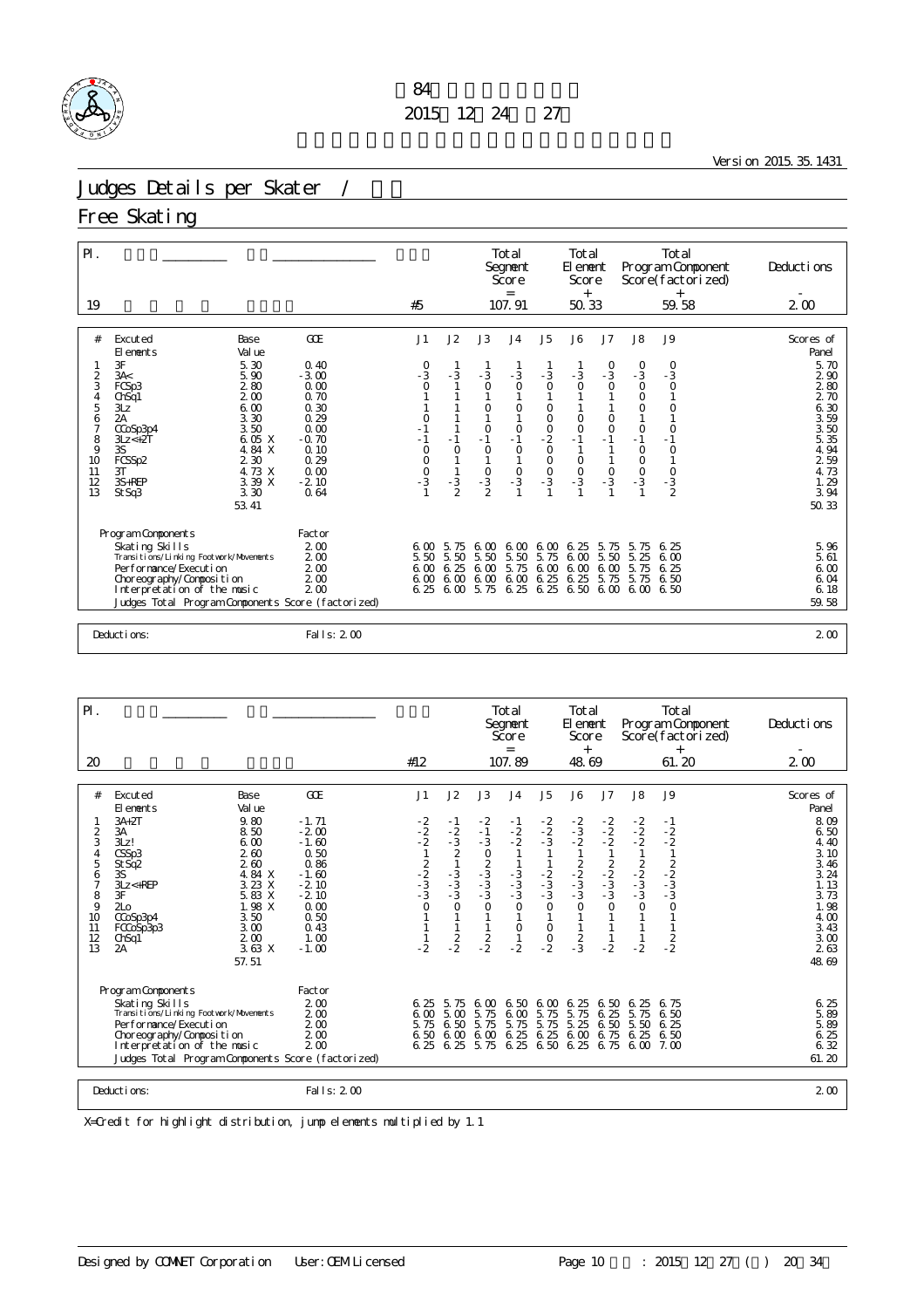84
2015 12 24 27

Version 2015.35.1431

# Judges Details per Skater /

## Free Skating

| Pl. | | | | Total Segment Score = | Total Element Score + | Total Program Component Score (factorized) + | Deductions - |
|---|---|---|---|---|---|---|---|
| 19 | | | #5 | 107.91 | 50.33 | 59.58 | 2.00 |

| # | Excuted Elements | | Base Value | GOE | J1 | J2 | J3 | J4 | J5 | J6 | J7 | J8 | J9 | Scores of Panel |
|---|---|---|---|---|---|---|---|---|---|---|---|---|---|---|
| 1 | 3F | | 5.30 | 0.40 | 0 | 1 | 1 | 1 | 1 | 1 | 0 | 0 | 0 | 5.70 |
| 2 | 3A< | | 5.90 | -3.00 | -3 | -3 | -3 | -3 | -3 | -3 | -3 | -3 | -3 | 2.90 |
| 3 | FCSp3 | | 2.80 | 0.00 | 0 | 1 | 0 | 0 | 0 | 0 | 0 | 0 | 0 | 2.80 |
| 4 | ChSq1 | | 2.00 | 0.70 | 1 | 1 | 1 | 1 | 1 | 1 | 1 | 0 | 1 | 2.70 |
| 5 | 3Lz | | 6.00 | 0.30 | 1 | 1 | 0 | 0 | 0 | 1 | 1 | 0 | 0 | 6.30 |
| 6 | 2A | | 3.30 | 0.29 | 0 | 1 | 1 | 1 | 0 | 0 | 0 | 1 | 1 | 3.59 |
| 7 | CCoSp3p4 | | 3.50 | 0.00 | -1 | 1 | 0 | 0 | 0 | 0 | 0 | 0 | 0 | 3.50 |
| 8 | 3Lz<+2T | | 6.05 | X -0.70 | -1 | -1 | -1 | -1 | -2 | -1 | -1 | -1 | -1 | 5.35 |
| 9 | 3S | | 4.84 | X 0.10 | 0 | 0 | 0 | 0 | 0 | 1 | 1 | 0 | 0 | 4.94 |
| 10 | FCSSp2 | | 2.30 | 0.29 | 0 | 1 | 1 | 1 | 0 | 0 | 1 | 0 | 1 | 2.59 |
| 11 | 3T | | 4.73 | X 0.00 | 0 | 1 | 0 | 0 | 0 | 0 | 0 | 0 | 0 | 4.73 |
| 12 | 3S+REP | | 3.39 | X -2.10 | -3 | -3 | -3 | -3 | -3 | -3 | -3 | -3 | -3 | 1.29 |
| 13 | StSq3 | | 3.30 | 0.64 | 1 | 2 | 2 | 1 | 1 | 1 | 1 | 1 | 2 | 3.94 |
| | | | 53.41 | | | | | | | | | | | 50.33 |

| Program Components | Factor | J1 | J2 | J3 | J4 | J5 | J6 | J7 | J8 | J9 | |
|---|---|---|---|---|---|---|---|---|---|---|---|
| Skating Skills | 2.00 | 6.00 | 5.75 | 6.00 | 6.00 | 6.00 | 6.25 | 5.75 | 5.75 | 6.25 | 5.96 |
| Transitions/Linking Footwork/Movements | 2.00 | 5.50 | 5.50 | 5.50 | 5.50 | 5.75 | 6.00 | 5.50 | 5.25 | 6.00 | 5.61 |
| Performance/Execution | 2.00 | 6.00 | 6.25 | 6.00 | 5.75 | 6.00 | 6.00 | 6.00 | 5.75 | 6.25 | 6.00 |
| Choreography/Composition | 2.00 | 6.00 | 6.00 | 6.00 | 6.00 | 6.25 | 6.25 | 5.75 | 5.75 | 6.50 | 6.04 |
| Interpretation of the music | 2.00 | 6.25 | 6.00 | 5.75 | 6.25 | 6.25 | 6.50 | 6.00 | 6.00 | 6.50 | 6.18 |
| Judges Total Program Components Score (factorized) | | | | | | | | | | | 59.58 |

Deductions: Falls: 2.00 — 2.00

| Pl. | | | | Total Segment Score = | Total Element Score + | Total Program Component Score (factorized) + | Deductions - |
|---|---|---|---|---|---|---|---|
| 20 | | | #12 | 107.89 | 48.69 | 61.20 | 2.00 |

| # | Excuted Elements | | Base Value | GOE | J1 | J2 | J3 | J4 | J5 | J6 | J7 | J8 | J9 | Scores of Panel |
|---|---|---|---|---|---|---|---|---|---|---|---|---|---|---|
| 1 | 3A+2T | | 9.80 | -1.71 | -2 | -1 | -2 | -1 | -2 | -2 | -2 | -2 | -1 | 8.09 |
| 2 | 3A | | 8.50 | -2.00 | -2 | -2 | -1 | -2 | -2 | -3 | -2 | -2 | -2 | 6.50 |
| 3 | 3Lz! | | 6.00 | -1.60 | -2 | -3 | -3 | -2 | -3 | -2 | -2 | -2 | -2 | 4.40 |
| 4 | CSSp3 | | 2.60 | 0.50 | 1 | 2 | 0 | 1 | 1 | 1 | 1 | 1 | 1 | 3.10 |
| 5 | StSq2 | | 2.60 | 0.86 | 2 | 1 | 2 | 1 | 1 | 2 | 2 | 2 | 2 | 3.46 |
| 6 | 3S | | 4.84 | X -1.60 | -2 | -3 | -3 | -3 | -2 | -2 | -2 | -2 | -2 | 3.24 |
| 7 | 3Lz<+REP | | 3.23 | X -2.10 | -3 | -3 | -3 | -3 | -3 | -3 | -3 | -3 | -3 | 1.13 |
| 8 | 3F | | 5.83 | X -2.10 | -3 | -3 | -3 | -3 | -3 | -3 | -3 | -3 | -3 | 3.73 |
| 9 | 2Lo | | 1.98 | X 0.00 | 0 | 0 | 0 | 0 | 0 | 0 | 0 | 0 | 0 | 1.98 |
| 10 | CCoSp3p4 | | 3.50 | 0.50 | 1 | 1 | 1 | 1 | 1 | 1 | 1 | 1 | 1 | 4.00 |
| 11 | FCCoSp3p3 | | 3.00 | 0.43 | 1 | 1 | 1 | 0 | 0 | 1 | 1 | 1 | 1 | 3.43 |
| 12 | ChSq1 | | 2.00 | 1.00 | 1 | 2 | 2 | 1 | 0 | 2 | 1 | 1 | 2 | 3.00 |
| 13 | 2A | | 3.63 | X -1.00 | -2 | -2 | -2 | -2 | -2 | -3 | -2 | -2 | -2 | 2.63 |
| | | | 57.51 | | | | | | | | | | | 48.69 |

| Program Components | Factor | J1 | J2 | J3 | J4 | J5 | J6 | J7 | J8 | J9 | |
|---|---|---|---|---|---|---|---|---|---|---|---|
| Skating Skills | 2.00 | 6.25 | 5.75 | 6.00 | 6.50 | 6.00 | 6.25 | 6.50 | 6.25 | 6.75 | 6.25 |
| Transitions/Linking Footwork/Movements | 2.00 | 6.00 | 5.00 | 5.75 | 6.00 | 5.75 | 5.75 | 6.25 | 5.75 | 6.50 | 5.89 |
| Performance/Execution | 2.00 | 5.75 | 6.50 | 5.75 | 5.75 | 5.75 | 5.25 | 6.50 | 5.50 | 6.25 | 5.89 |
| Choreography/Composition | 2.00 | 6.50 | 6.00 | 6.00 | 6.25 | 6.25 | 6.00 | 6.75 | 6.25 | 6.50 | 6.25 |
| Interpretation of the music | 2.00 | 6.25 | 6.25 | 5.75 | 6.25 | 6.50 | 6.25 | 6.75 | 6.00 | 7.00 | 6.32 |
| Judges Total Program Components Score (factorized) | | | | | | | | | | | 61.20 |

Deductions: Falls: 2.00 — 2.00

X=Credit for highlight distribution, jump elements multiplied by 1.1

Designed by COMNET Corporation User: OEM Licensed : 2015 12 27 ( ) 20 34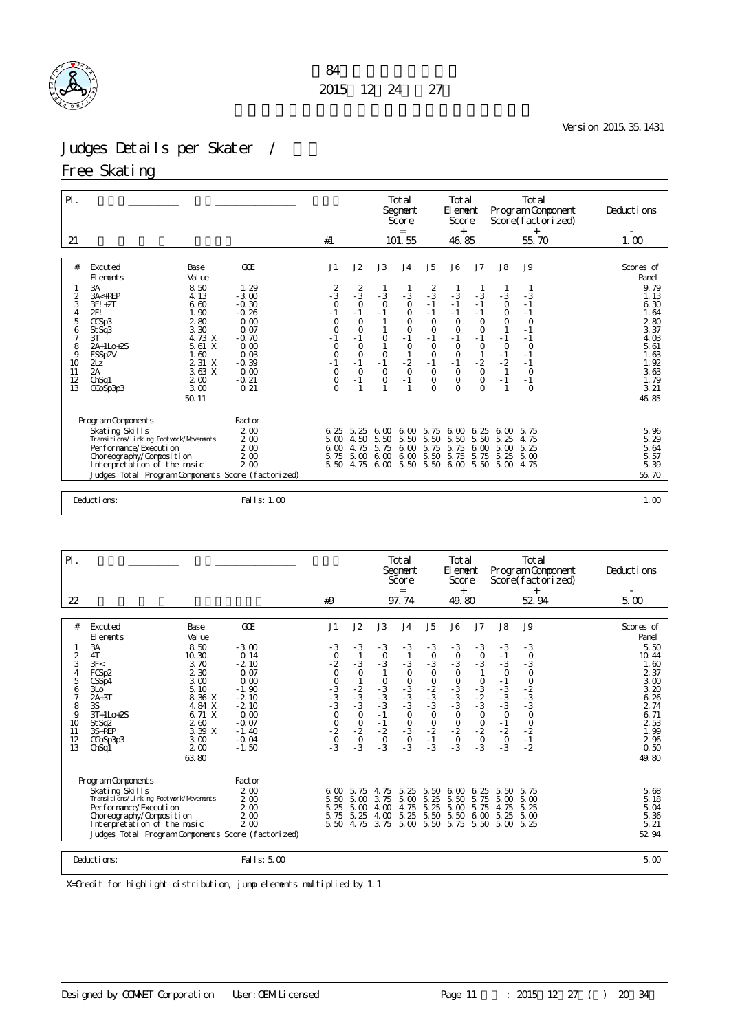84
2015 12 24 27

Version 2015.35.1431

# Judges Details per Skater /

## Free Skating

| Pl. | | | Total Segment Score = | Total Element Score + | Total Program Component Score (factorized) + | Deductions - |
|---|---|---|---|---|---|---|
| 21 | | #1 | 101.55 | 46.85 | 55.70 | 1.00 |

| # | Excuted Elements | Base Value | GOE | J1 | J2 | J3 | J4 | J5 | J6 | J7 | J8 | J9 | Scores of Panel |
|---|---|---|---|---|---|---|---|---|---|---|---|---|---|
| 1 | 3A | 8.50 | 1.29 | 2 | 2 | 1 | 1 | 2 | 1 | 1 | 1 | 1 | 9.79 |
| 2 | 3A<+REP | 4.13 | -3.00 | -3 | -3 | -3 | -3 | -3 | -3 | -3 | -3 | -3 | 1.13 |
| 3 | 3F!+2T | 6.60 | -0.30 | 0 | 0 | 0 | 0 | -1 | -1 | -1 | 0 | -1 | 6.30 |
| 4 | 2F! | 1.90 | -0.26 | -1 | -1 | -1 | 0 | -1 | -1 | -1 | 0 | -1 | 1.64 |
| 5 | CCSp3 | 2.80 | 0.00 | 0 | 0 | 1 | 0 | 0 | 0 | 0 | 0 | 0 | 2.80 |
| 6 | StSq3 | 3.30 | 0.07 | 0 | 0 | 1 | 0 | 0 | 0 | 0 | 1 | -1 | 3.37 |
| 7 | 3T | 4.73 X | -0.70 | -1 | -1 | 0 | -1 | -1 | -1 | -1 | -1 | -1 | 4.03 |
| 8 | 2A+1Lo+2S | 5.61 X | 0.00 | 0 | 0 | 1 | 0 | 0 | 0 | 0 | 0 | 0 | 5.61 |
| 9 | FSSp2V | 1.60 | 0.03 | 0 | 0 | 0 | 1 | 0 | 0 | 1 | -1 | -1 | 1.63 |
| 10 | 2Lz | 2.31 X | -0.39 | -1 | -1 | -1 | -2 | -1 | -1 | -2 | -2 | -1 | 1.92 |
| 11 | 2A | 3.63 X | 0.00 | 0 | 0 | 0 | 0 | 0 | 0 | 0 | 1 | 0 | 3.63 |
| 12 | ChSq1 | 2.00 | -0.21 | 0 | -1 | 0 | -1 | 0 | 0 | 0 | -1 | -1 | 1.79 |
| 13 | CCoSp3p3 | 3.00 | 0.21 | 0 | 1 | 1 | 1 | 0 | 0 | 0 | 1 | 0 | 3.21 |
| | | 50.11 | | | | | | | | | | | 46.85 |

| Program Components | Factor | J1 | J2 | J3 | J4 | J5 | J6 | J7 | J8 | J9 | |
|---|---|---|---|---|---|---|---|---|---|---|---|
| Skating Skills | 2.00 | 6.25 | 5.25 | 6.00 | 6.00 | 5.75 | 6.00 | 6.25 | 6.00 | 5.75 | 5.96 |
| Transitions/Linking Footwork/Movements | 2.00 | 5.00 | 4.50 | 5.50 | 5.50 | 5.50 | 5.50 | 5.50 | 5.25 | 4.75 | 5.29 |
| Performance/Execution | 2.00 | 6.00 | 4.75 | 5.75 | 6.00 | 5.75 | 5.75 | 6.00 | 5.00 | 5.25 | 5.64 |
| Choreography/Composition | 2.00 | 5.75 | 5.00 | 6.00 | 6.00 | 5.50 | 5.75 | 5.75 | 5.25 | 5.00 | 5.57 |
| Interpretation of the music | 2.00 | 5.50 | 4.75 | 6.00 | 5.50 | 5.50 | 6.00 | 5.50 | 5.00 | 4.75 | 5.39 |
| Judges Total Program Components Score (factorized) | | | | | | | | | | | 55.70 |

Deductions: Falls: 1.00 — 1.00

| Pl. | | | Total Segment Score = | Total Element Score + | Total Program Component Score (factorized) + | Deductions - |
|---|---|---|---|---|---|---|
| 22 | | #9 | 97.74 | 49.80 | 52.94 | 5.00 |

| # | Excuted Elements | Base Value | GOE | J1 | J2 | J3 | J4 | J5 | J6 | J7 | J8 | J9 | Scores of Panel |
|---|---|---|---|---|---|---|---|---|---|---|---|---|---|
| 1 | 3A | 8.50 | -3.00 | -3 | -3 | -3 | -3 | -3 | -3 | -3 | -3 | -3 | 5.50 |
| 2 | 4T | 10.30 | 0.14 | 0 | 1 | 0 | 1 | 0 | 0 | 0 | -1 | 0 | 10.44 |
| 3 | 3F< | 3.70 | -2.10 | -2 | -3 | -3 | -3 | -3 | -3 | -3 | -3 | -3 | 1.60 |
| 4 | FCSp2 | 2.30 | 0.07 | 0 | 0 | 1 | 0 | 0 | 0 | 1 | 0 | 0 | 2.37 |
| 5 | CSSp4 | 3.00 | 0.00 | 0 | 1 | 0 | 0 | 0 | 0 | 0 | -1 | 0 | 3.00 |
| 6 | 3Lo | 5.10 | -1.90 | -3 | -2 | -3 | -3 | -2 | -3 | -3 | -3 | -2 | 3.20 |
| 7 | 2A+3T | 8.36 X | -2.10 | -3 | -3 | -3 | -3 | -3 | -3 | -2 | -3 | -3 | 6.26 |
| 8 | 3S | 4.84 X | -2.10 | -3 | -3 | -3 | -3 | -3 | -3 | -3 | -3 | -3 | 2.74 |
| 9 | 3T+1Lo+2S | 6.71 X | 0.00 | 0 | 0 | -1 | 0 | 0 | 0 | 0 | 0 | 0 | 6.71 |
| 10 | StSq2 | 2.60 | -0.07 | 0 | 0 | -1 | 0 | 0 | 0 | 0 | -1 | 0 | 2.53 |
| 11 | 3S+REP | 3.39 X | -1.40 | -2 | -2 | -2 | -3 | -2 | -2 | -2 | -2 | -2 | 1.99 |
| 12 | CCoSp3p3 | 3.00 | -0.04 | 0 | 0 | 0 | 0 | -1 | 0 | 0 | 0 | -1 | 2.96 |
| 13 | ChSq1 | 2.00 | -1.50 | -3 | -3 | -3 | -3 | -3 | -3 | -3 | -3 | -2 | 0.50 |
| | | 63.80 | | | | | | | | | | | 49.80 |

| Program Components | Factor | J1 | J2 | J3 | J4 | J5 | J6 | J7 | J8 | J9 | |
|---|---|---|---|---|---|---|---|---|---|---|---|
| Skating Skills | 2.00 | 6.00 | 5.75 | 4.75 | 5.25 | 5.50 | 6.00 | 6.25 | 5.50 | 5.75 | 5.68 |
| Transitions/Linking Footwork/Movements | 2.00 | 5.50 | 5.00 | 3.75 | 5.00 | 5.25 | 5.50 | 5.75 | 5.00 | 5.00 | 5.18 |
| Performance/Execution | 2.00 | 5.25 | 5.00 | 4.00 | 4.75 | 5.25 | 5.00 | 5.75 | 4.75 | 5.25 | 5.04 |
| Choreography/Composition | 2.00 | 5.75 | 5.25 | 4.00 | 5.25 | 5.50 | 5.50 | 6.00 | 5.25 | 5.00 | 5.36 |
| Interpretation of the music | 2.00 | 5.50 | 4.75 | 3.75 | 5.00 | 5.50 | 5.75 | 5.50 | 5.00 | 5.25 | 5.21 |
| Judges Total Program Components Score (factorized) | | | | | | | | | | | 52.94 |

Deductions: Falls: 5.00 — 5.00

X=Credit for highlight distribution, jump elements multiplied by 1.1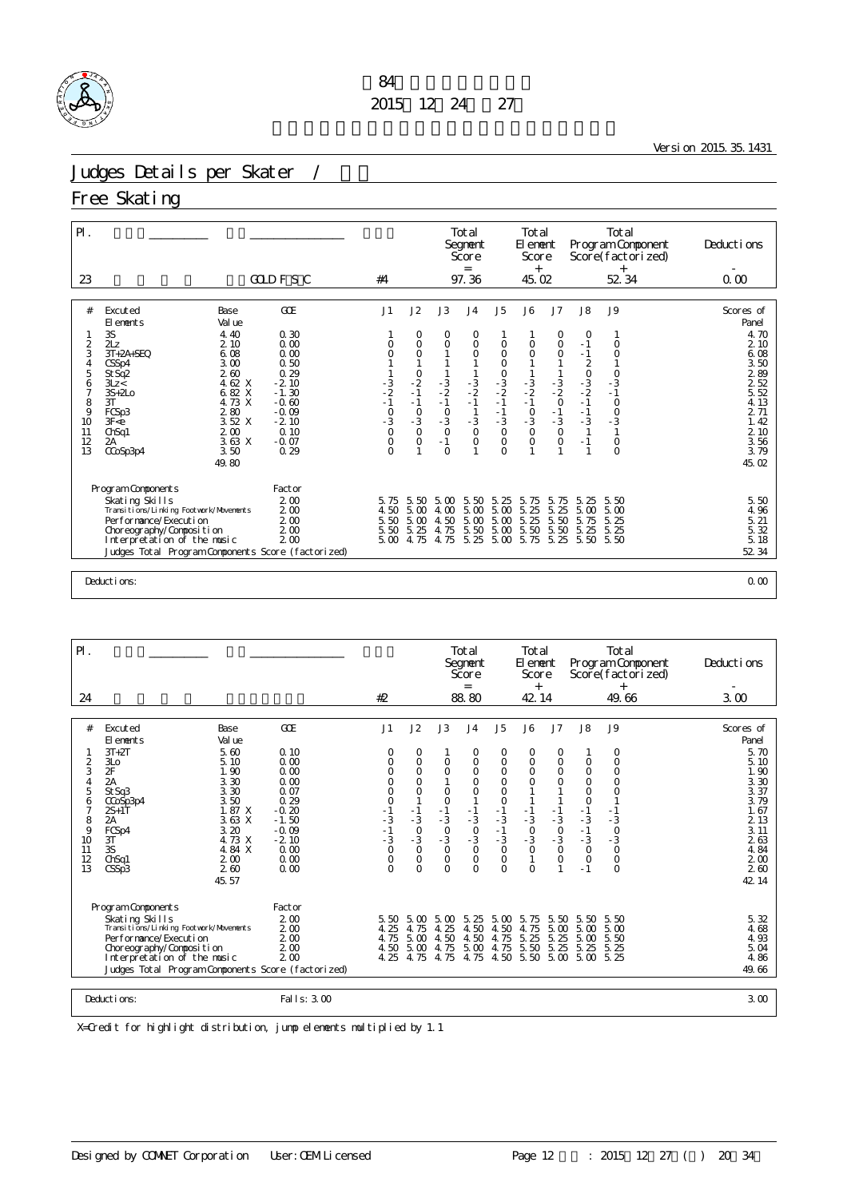84
2015 12 24 27

Version 2015.35.1431

# Judges Details per Skater /

## Free Skating

| Pl. | | | | Total Segment Score = | Total Element Score + | Total Program Component Score(factorized) + | Deductions - |
|---|---|---|---|---|---|---|---|
| 23 | | GOLD F S C | #4 | 97.36 | 45.02 | 52.34 | 0.00 |

| # | Excuted Elements | Base Value | | GOE | J1 | J2 | J3 | J4 | J5 | J6 | J7 | J8 | J9 | Scores of Panel |
|---|---|---|---|---|---|---|---|---|---|---|---|---|---|---|
| 1 | 3S | 4.40 | | 0.30 | 1 | 0 | 0 | 0 | 1 | 1 | 0 | 0 | 1 | 4.70 |
| 2 | 2Lz | 2.10 | | 0.00 | 0 | 0 | 0 | 0 | 0 | 0 | 0 | -1 | 0 | 2.10 |
| 3 | 3T+2A+SEQ | 6.08 | | 0.00 | 0 | 0 | 1 | 0 | 0 | 0 | 0 | -1 | 0 | 6.08 |
| 4 | CSSp4 | 3.00 | | 0.50 | 1 | 1 | 1 | 1 | 0 | 1 | 1 | 2 | 1 | 3.50 |
| 5 | StSq2 | 2.60 | | 0.29 | 1 | 0 | 1 | 1 | 0 | 1 | 1 | 0 | 0 | 2.89 |
| 6 | 3Lz< | 4.62 | X | -2.10 | -3 | -2 | -3 | -3 | -3 | -3 | -3 | -3 | -3 | 2.52 |
| 7 | 3S+2Lo | 6.82 | X | -1.30 | -2 | -1 | -2 | -2 | -2 | -2 | -2 | -2 | -1 | 5.52 |
| 8 | 3T | 4.73 | X | -0.60 | -1 | -1 | -1 | -1 | -1 | -1 | 0 | -1 | 0 | 4.13 |
| 9 | FCSp3 | 2.80 | | -0.09 | 0 | 0 | 0 | 1 | -1 | 0 | -1 | -1 | 0 | 2.71 |
| 10 | 3F<e | 3.52 | X | -2.10 | -3 | -3 | -3 | -3 | -3 | -3 | -3 | -3 | -3 | 1.42 |
| 11 | ChSq1 | 2.00 | | 0.10 | 0 | 0 | 0 | 0 | 0 | 0 | 0 | 1 | 1 | 2.10 |
| 12 | 2A | 3.63 | X | -0.07 | 0 | 0 | -1 | 0 | 0 | 0 | 0 | -1 | 0 | 3.56 |
| 13 | CCoSp3p4 | 3.50 | | 0.29 | 0 | 1 | 0 | 1 | 0 | 1 | 1 | 1 | 0 | 3.79 |
| | | 49.80 | | | | | | | | | | | | 45.02 |

| Program Components | Factor | J1 | J2 | J3 | J4 | J5 | J6 | J7 | J8 | J9 | |
|---|---|---|---|---|---|---|---|---|---|---|---|
| Skating Skills | 2.00 | 5.75 | 5.50 | 5.00 | 5.50 | 5.25 | 5.75 | 5.75 | 5.25 | 5.50 | 5.50 |
| Transitions/Linking Footwork/Movements | 2.00 | 4.50 | 5.00 | 4.00 | 5.00 | 5.00 | 5.25 | 5.25 | 5.00 | 5.00 | 4.96 |
| Performance/Execution | 2.00 | 5.50 | 5.00 | 4.50 | 5.00 | 5.00 | 5.25 | 5.50 | 5.75 | 5.25 | 5.21 |
| Choreography/Composition | 2.00 | 5.50 | 5.25 | 4.75 | 5.50 | 5.00 | 5.50 | 5.50 | 5.25 | 5.25 | 5.32 |
| Interpretation of the music | 2.00 | 5.00 | 4.75 | 4.75 | 5.25 | 5.00 | 5.75 | 5.25 | 5.50 | 5.50 | 5.18 |
| Judges Total Program Components Score (factorized) | | | | | | | | | | | 52.34 |

Deductions: 0.00

| Pl. | | | | Total Segment Score = | Total Element Score + | Total Program Component Score(factorized) + | Deductions - |
|---|---|---|---|---|---|---|---|
| 24 | | | #2 | 88.80 | 42.14 | 49.66 | 3.00 |

| # | Excuted Elements | Base Value | | GOE | J1 | J2 | J3 | J4 | J5 | J6 | J7 | J8 | J9 | Scores of Panel |
|---|---|---|---|---|---|---|---|---|---|---|---|---|---|---|
| 1 | 3T+2T | 5.60 | | 0.10 | 0 | 0 | 1 | 0 | 0 | 0 | 0 | 1 | 0 | 5.70 |
| 2 | 3Lo | 5.10 | | 0.00 | 0 | 0 | 0 | 0 | 0 | 0 | 0 | 0 | 0 | 5.10 |
| 3 | 2F | 1.90 | | 0.00 | 0 | 0 | 0 | 0 | 0 | 0 | 0 | 0 | 0 | 1.90 |
| 4 | 2A | 3.30 | | 0.00 | 0 | 0 | 1 | 0 | 0 | 0 | 0 | 0 | 0 | 3.30 |
| 5 | StSq3 | 3.30 | | 0.07 | 0 | 0 | 0 | 0 | 0 | 1 | 1 | 0 | 0 | 3.37 |
| 6 | CCoSp3p4 | 3.50 | | 0.29 | 0 | 1 | 0 | 1 | 0 | 1 | 1 | 0 | 1 | 3.79 |
| 7 | 2S+1T | 1.87 | X | -0.20 | -1 | -1 | -1 | -1 | -1 | -1 | -1 | -1 | -1 | 1.67 |
| 8 | 2A | 3.63 | X | -1.50 | -3 | -3 | -3 | -3 | -3 | -3 | -3 | -3 | -3 | 2.13 |
| 9 | FCSp4 | 3.20 | | -0.09 | -1 | 0 | 0 | 0 | -1 | 0 | 0 | -1 | 0 | 3.11 |
| 10 | 3T | 4.73 | X | -2.10 | -3 | -3 | -3 | -3 | -3 | -3 | -3 | -3 | -3 | 2.63 |
| 11 | 3S | 4.84 | X | 0.00 | 0 | 0 | 0 | 0 | 0 | 0 | 0 | 0 | 0 | 4.84 |
| 12 | ChSq1 | 2.00 | | 0.00 | 0 | 0 | 0 | 0 | 0 | 1 | 0 | 0 | 0 | 2.00 |
| 13 | CSSp3 | 2.60 | | 0.00 | 0 | 0 | 0 | 0 | 0 | 0 | 1 | -1 | 0 | 2.60 |
| | | 45.57 | | | | | | | | | | | | 42.14 |

| Program Components | Factor | J1 | J2 | J3 | J4 | J5 | J6 | J7 | J8 | J9 | |
|---|---|---|---|---|---|---|---|---|---|---|---|
| Skating Skills | 2.00 | 5.50 | 5.00 | 5.00 | 5.25 | 5.00 | 5.75 | 5.50 | 5.50 | 5.50 | 5.32 |
| Transitions/Linking Footwork/Movements | 2.00 | 4.25 | 4.75 | 4.25 | 4.50 | 4.50 | 4.75 | 5.00 | 5.00 | 5.00 | 4.68 |
| Performance/Execution | 2.00 | 4.75 | 5.00 | 4.50 | 4.50 | 4.75 | 5.25 | 5.25 | 5.00 | 5.50 | 4.93 |
| Choreography/Composition | 2.00 | 4.50 | 5.00 | 4.75 | 5.00 | 4.75 | 5.50 | 5.25 | 5.25 | 5.25 | 5.04 |
| Interpretation of the music | 2.00 | 4.25 | 4.75 | 4.75 | 4.75 | 4.50 | 5.50 | 5.00 | 5.00 | 5.25 | 4.86 |
| Judges Total Program Components Score (factorized) | | | | | | | | | | | 49.66 |

Deductions: Falls: 3.00 — 3.00

X=Credit for highlight distribution, jump elements multiplied by 1.1

Designed by COMNET Corporation User: OEM Licensed : 2015 12 27 ( ) 20 34